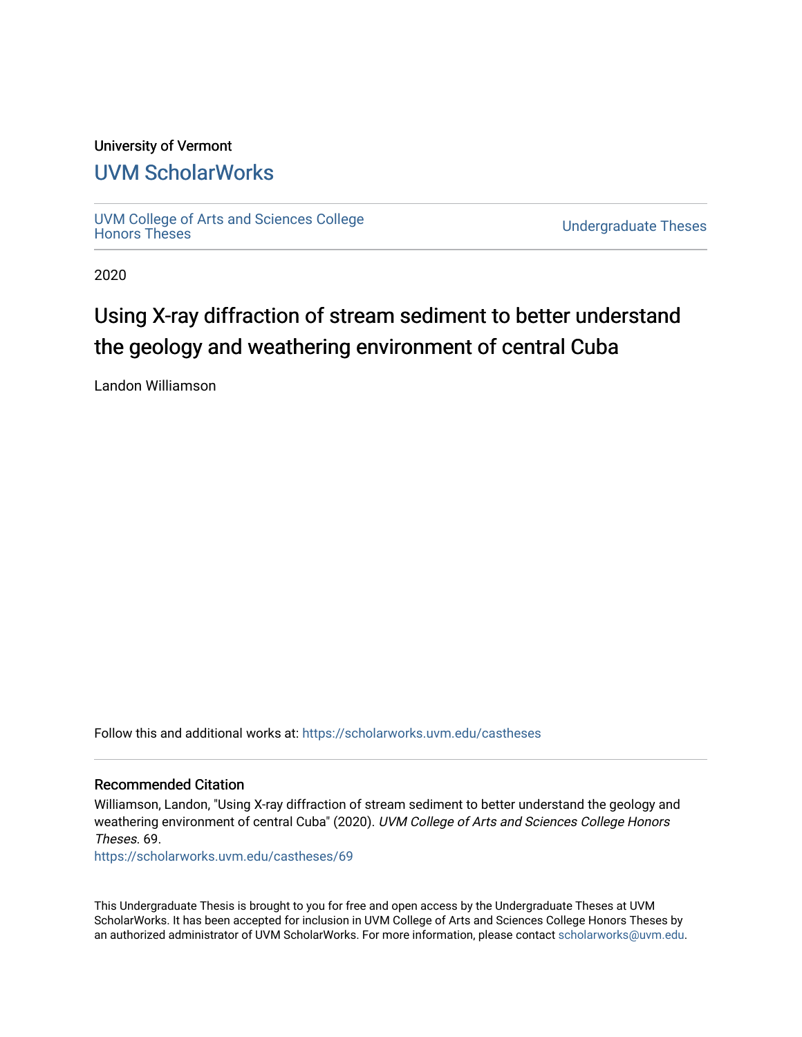University of Vermont

# UVM ScholarWorks

UVM College of Arts and Sciences College Honors Theses

Undergraduate Theses

2020

## Using X-ray diffraction of stream sediment to better understand the geology and weathering environment of central Cuba

Landon Williamson

Follow this and additional works at: https://scholarworks.uvm.edu/castheses

### Recommended Citation

Williamson, Landon, "Using X-ray diffraction of stream sediment to better understand the geology and weathering environment of central Cuba" (2020). *UVM College of Arts and Sciences College Honors Theses.* 69.
https://scholarworks.uvm.edu/castheses/69

This Undergraduate Thesis is brought to you for free and open access by the Undergraduate Theses at UVM ScholarWorks. It has been accepted for inclusion in UVM College of Arts and Sciences College Honors Theses by an authorized administrator of UVM ScholarWorks. For more information, please contact scholarworks@uvm.edu.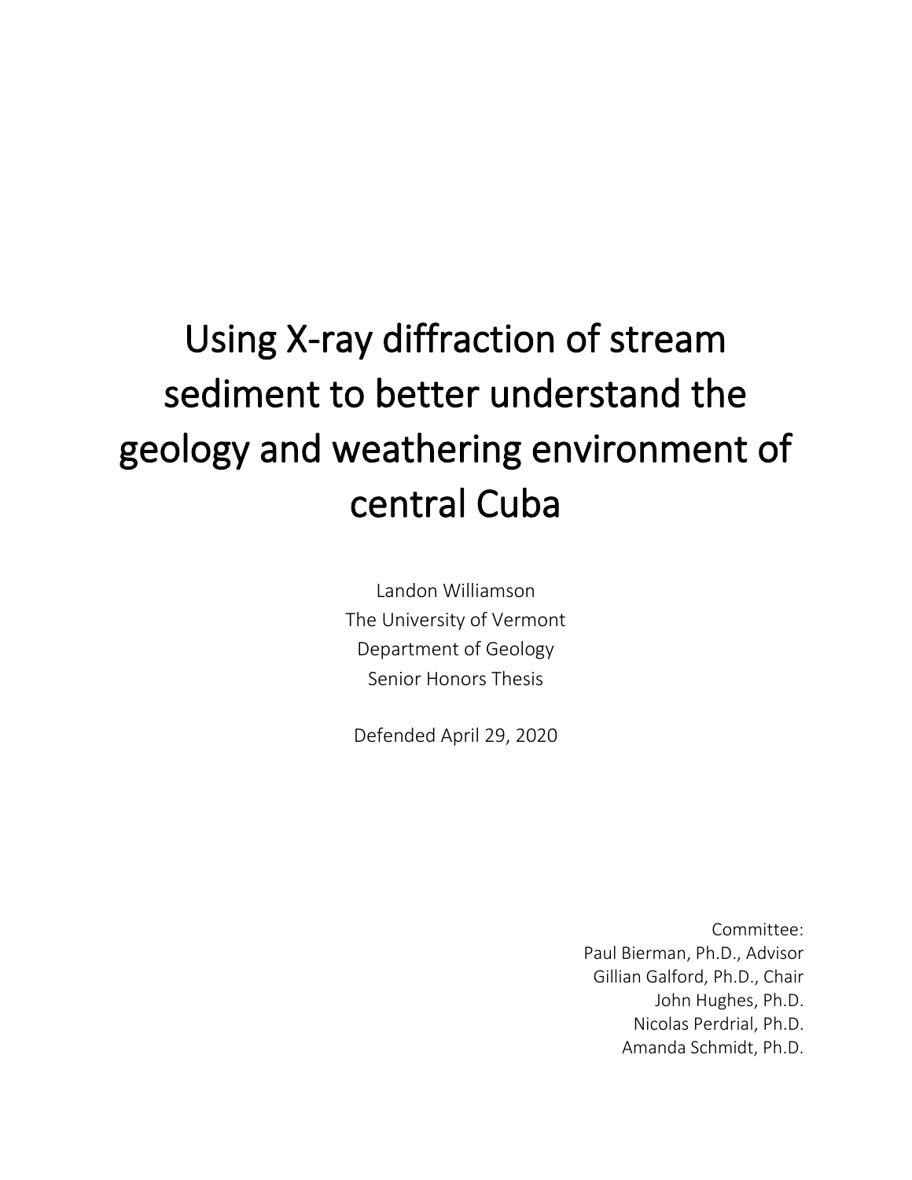# Using X-ray diffraction of stream sediment to better understand the geology and weathering environment of central Cuba

Landon Williamson
The University of Vermont
Department of Geology
Senior Honors Thesis

Defended April 29, 2020

Committee:
Paul Bierman, Ph.D., Advisor
Gillian Galford, Ph.D., Chair
John Hughes, Ph.D.
Nicolas Perdrial, Ph.D.
Amanda Schmidt, Ph.D.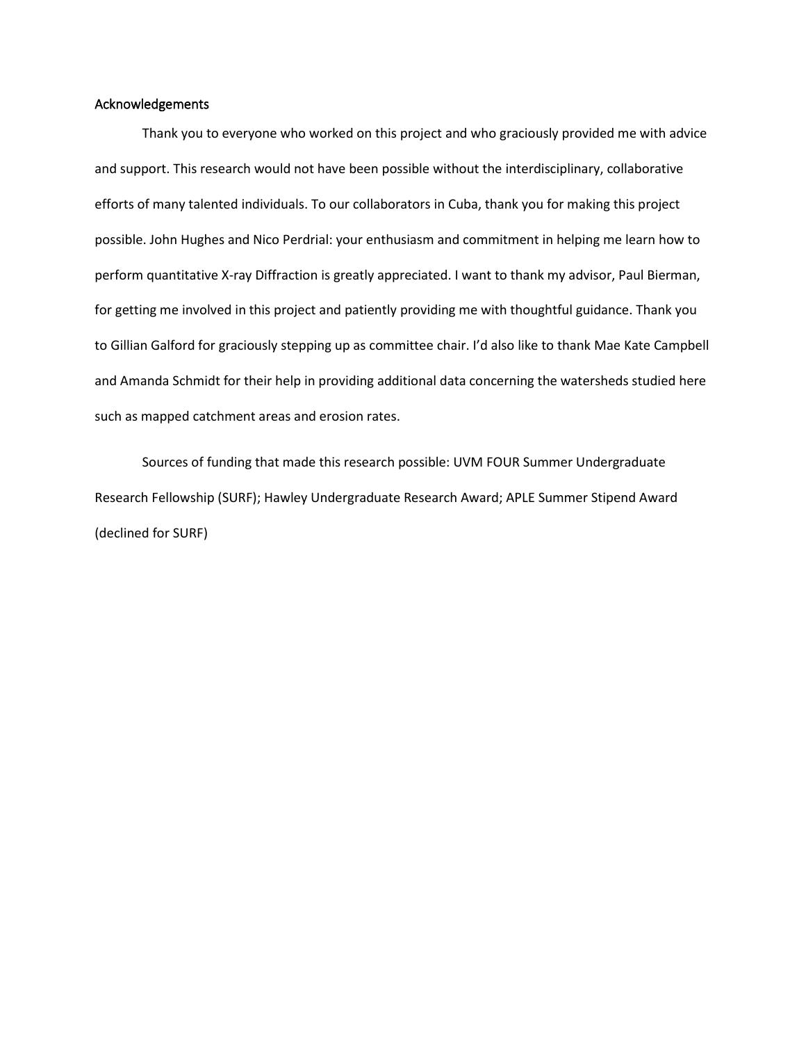## Acknowledgements

Thank you to everyone who worked on this project and who graciously provided me with advice and support. This research would not have been possible without the interdisciplinary, collaborative efforts of many talented individuals. To our collaborators in Cuba, thank you for making this project possible. John Hughes and Nico Perdrial: your enthusiasm and commitment in helping me learn how to perform quantitative X-ray Diffraction is greatly appreciated. I want to thank my advisor, Paul Bierman, for getting me involved in this project and patiently providing me with thoughtful guidance. Thank you to Gillian Galford for graciously stepping up as committee chair. I'd also like to thank Mae Kate Campbell and Amanda Schmidt for their help in providing additional data concerning the watersheds studied here such as mapped catchment areas and erosion rates.

Sources of funding that made this research possible: UVM FOUR Summer Undergraduate Research Fellowship (SURF); Hawley Undergraduate Research Award; APLE Summer Stipend Award (declined for SURF)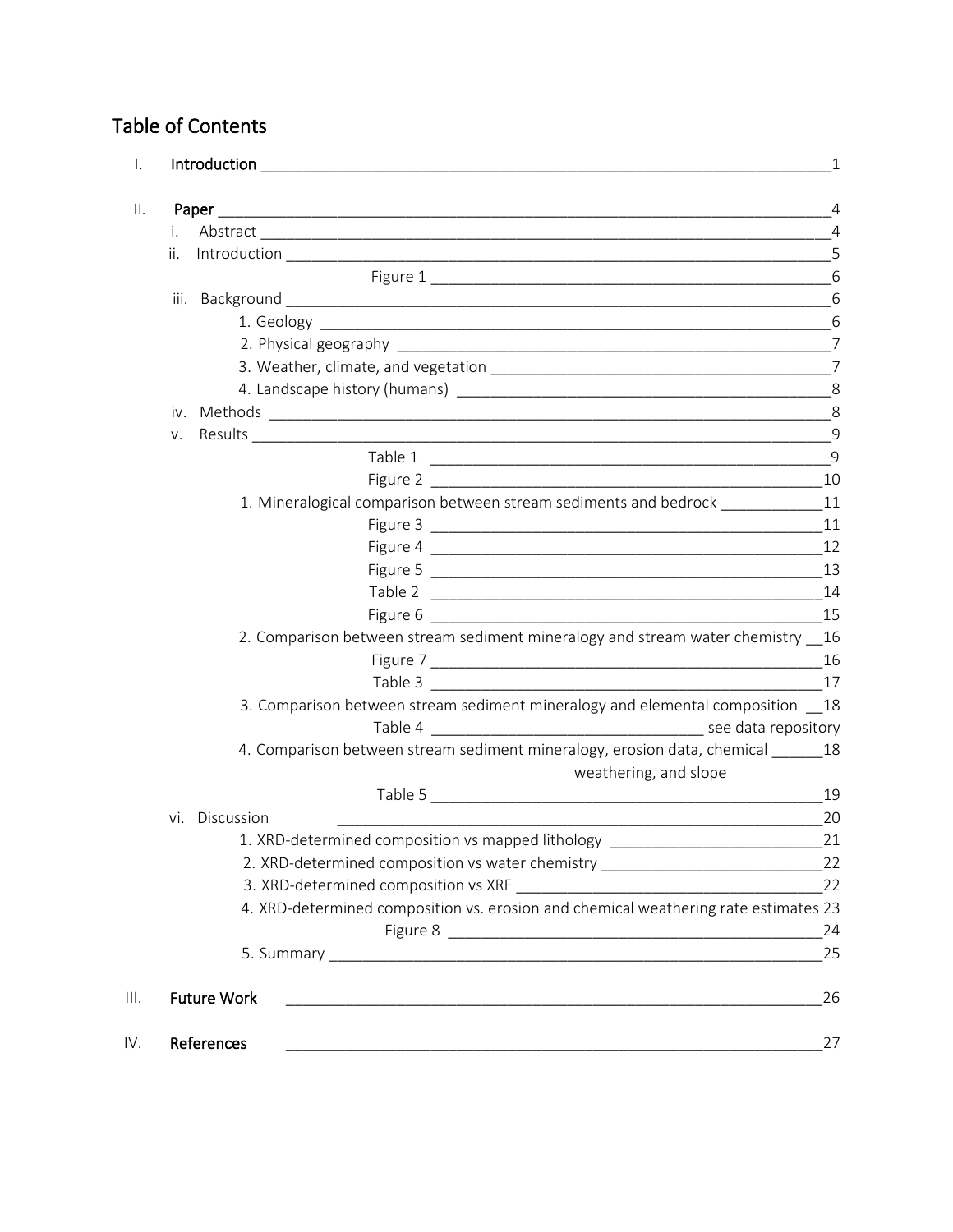# Table of Contents

I. **Introduction** _____ 1

II. **Paper** _____ 4

- i. Abstract _____ 4
- ii. Introduction _____ 5
  - Figure 1 _____ 6
- iii. Background _____ 6
  - 1. Geology _____ 6
  - 2. Physical geography _____ 7
  - 3. Weather, climate, and vegetation _____ 7
  - 4. Landscape history (humans) _____ 8
- iv. Methods _____ 8
- v. Results _____ 9
  - Table 1 _____ 9
  - Figure 2 _____ 10
  - 1. Mineralogical comparison between stream sediments and bedrock _____ 11
    - Figure 3 _____ 11
    - Figure 4 _____ 12
    - Figure 5 _____ 13
    - Table 2 _____ 14
    - Figure 6 _____ 15
  - 2. Comparison between stream sediment mineralogy and stream water chemistry _____ 16
    - Figure 7 _____ 16
    - Table 3 _____ 17
  - 3. Comparison between stream sediment mineralogy and elemental composition _____ 18
    - Table 4 _____ see data repository
  - 4. Comparison between stream sediment mineralogy, erosion data, chemical weathering, and slope _____ 18
    - Table 5 _____ 19
- vi. Discussion _____ 20
  - 1. XRD-determined composition vs mapped lithology _____ 21
  - 2. XRD-determined composition vs water chemistry _____ 22
  - 3. XRD-determined composition vs XRF _____ 22
  - 4. XRD-determined composition vs. erosion and chemical weathering rate estimates 23
    - Figure 8 _____ 24
  - 5. Summary _____ 25

III. **Future Work** _____ 26

IV. **References** _____ 27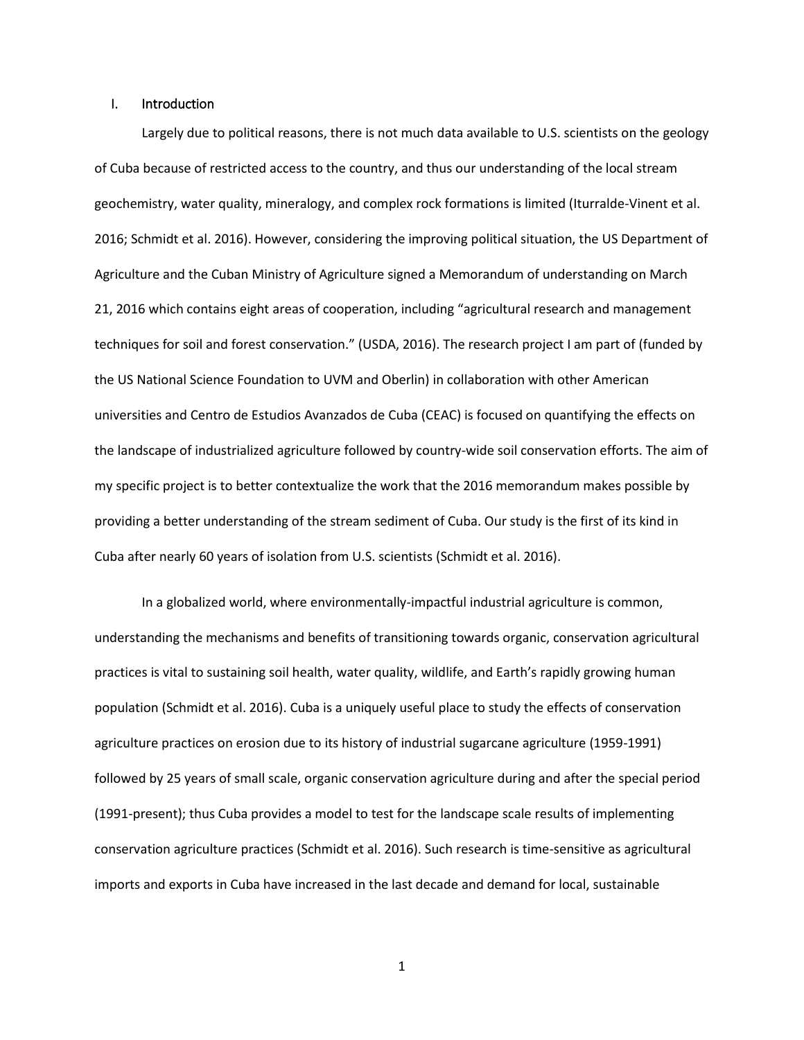## I. Introduction

Largely due to political reasons, there is not much data available to U.S. scientists on the geology of Cuba because of restricted access to the country, and thus our understanding of the local stream geochemistry, water quality, mineralogy, and complex rock formations is limited (Iturralde-Vinent et al. 2016; Schmidt et al. 2016). However, considering the improving political situation, the US Department of Agriculture and the Cuban Ministry of Agriculture signed a Memorandum of understanding on March 21, 2016 which contains eight areas of cooperation, including "agricultural research and management techniques for soil and forest conservation." (USDA, 2016). The research project I am part of (funded by the US National Science Foundation to UVM and Oberlin) in collaboration with other American universities and Centro de Estudios Avanzados de Cuba (CEAC) is focused on quantifying the effects on the landscape of industrialized agriculture followed by country-wide soil conservation efforts. The aim of my specific project is to better contextualize the work that the 2016 memorandum makes possible by providing a better understanding of the stream sediment of Cuba. Our study is the first of its kind in Cuba after nearly 60 years of isolation from U.S. scientists (Schmidt et al. 2016).

In a globalized world, where environmentally-impactful industrial agriculture is common, understanding the mechanisms and benefits of transitioning towards organic, conservation agricultural practices is vital to sustaining soil health, water quality, wildlife, and Earth's rapidly growing human population (Schmidt et al. 2016). Cuba is a uniquely useful place to study the effects of conservation agriculture practices on erosion due to its history of industrial sugarcane agriculture (1959-1991) followed by 25 years of small scale, organic conservation agriculture during and after the special period (1991-present); thus Cuba provides a model to test for the landscape scale results of implementing conservation agriculture practices (Schmidt et al. 2016). Such research is time-sensitive as agricultural imports and exports in Cuba have increased in the last decade and demand for local, sustainable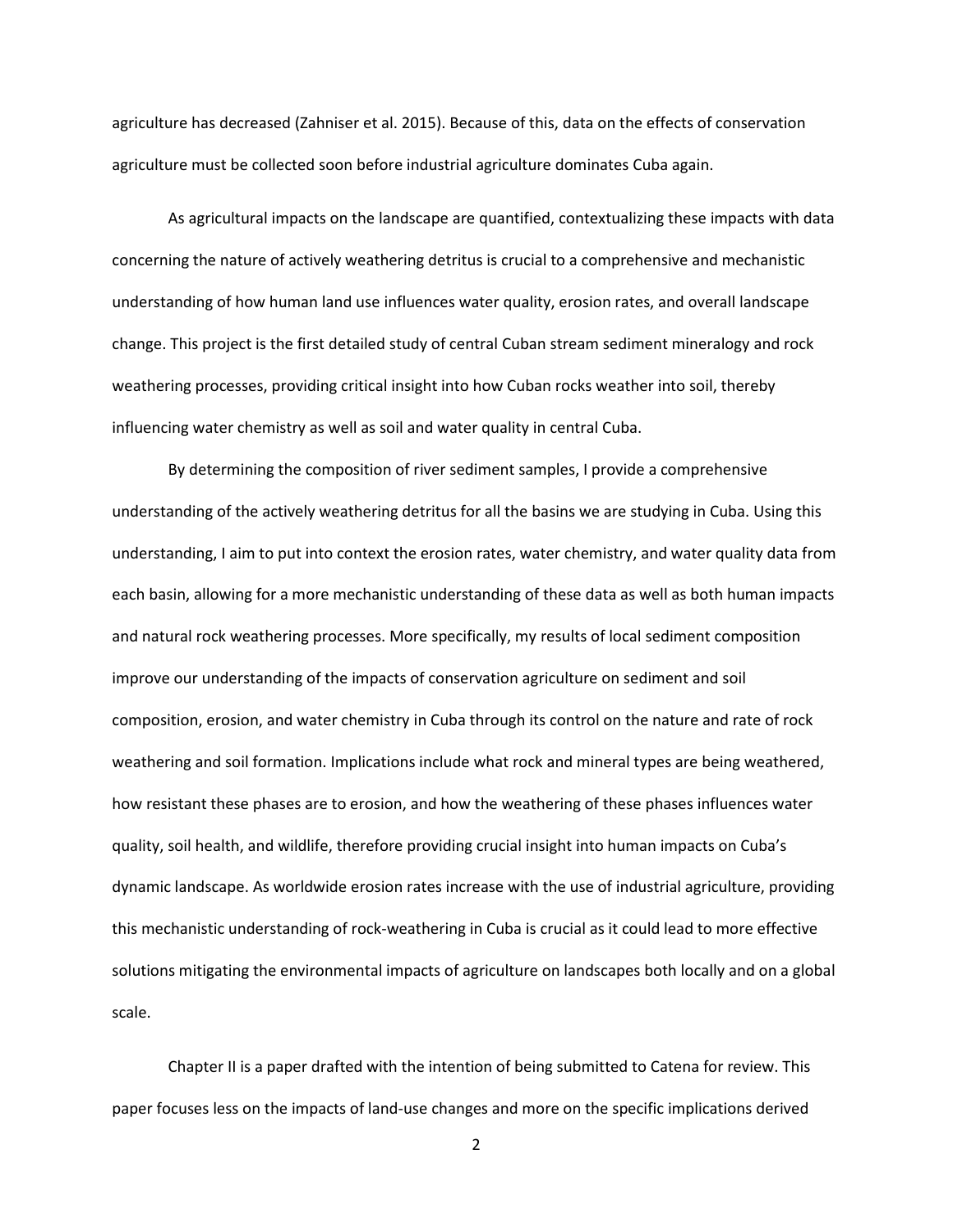agriculture has decreased (Zahniser et al. 2015). Because of this, data on the effects of conservation agriculture must be collected soon before industrial agriculture dominates Cuba again.

As agricultural impacts on the landscape are quantified, contextualizing these impacts with data concerning the nature of actively weathering detritus is crucial to a comprehensive and mechanistic understanding of how human land use influences water quality, erosion rates, and overall landscape change. This project is the first detailed study of central Cuban stream sediment mineralogy and rock weathering processes, providing critical insight into how Cuban rocks weather into soil, thereby influencing water chemistry as well as soil and water quality in central Cuba.

By determining the composition of river sediment samples, I provide a comprehensive understanding of the actively weathering detritus for all the basins we are studying in Cuba. Using this understanding, I aim to put into context the erosion rates, water chemistry, and water quality data from each basin, allowing for a more mechanistic understanding of these data as well as both human impacts and natural rock weathering processes. More specifically, my results of local sediment composition improve our understanding of the impacts of conservation agriculture on sediment and soil composition, erosion, and water chemistry in Cuba through its control on the nature and rate of rock weathering and soil formation. Implications include what rock and mineral types are being weathered, how resistant these phases are to erosion, and how the weathering of these phases influences water quality, soil health, and wildlife, therefore providing crucial insight into human impacts on Cuba's dynamic landscape. As worldwide erosion rates increase with the use of industrial agriculture, providing this mechanistic understanding of rock-weathering in Cuba is crucial as it could lead to more effective solutions mitigating the environmental impacts of agriculture on landscapes both locally and on a global scale.

Chapter II is a paper drafted with the intention of being submitted to Catena for review. This paper focuses less on the impacts of land-use changes and more on the specific implications derived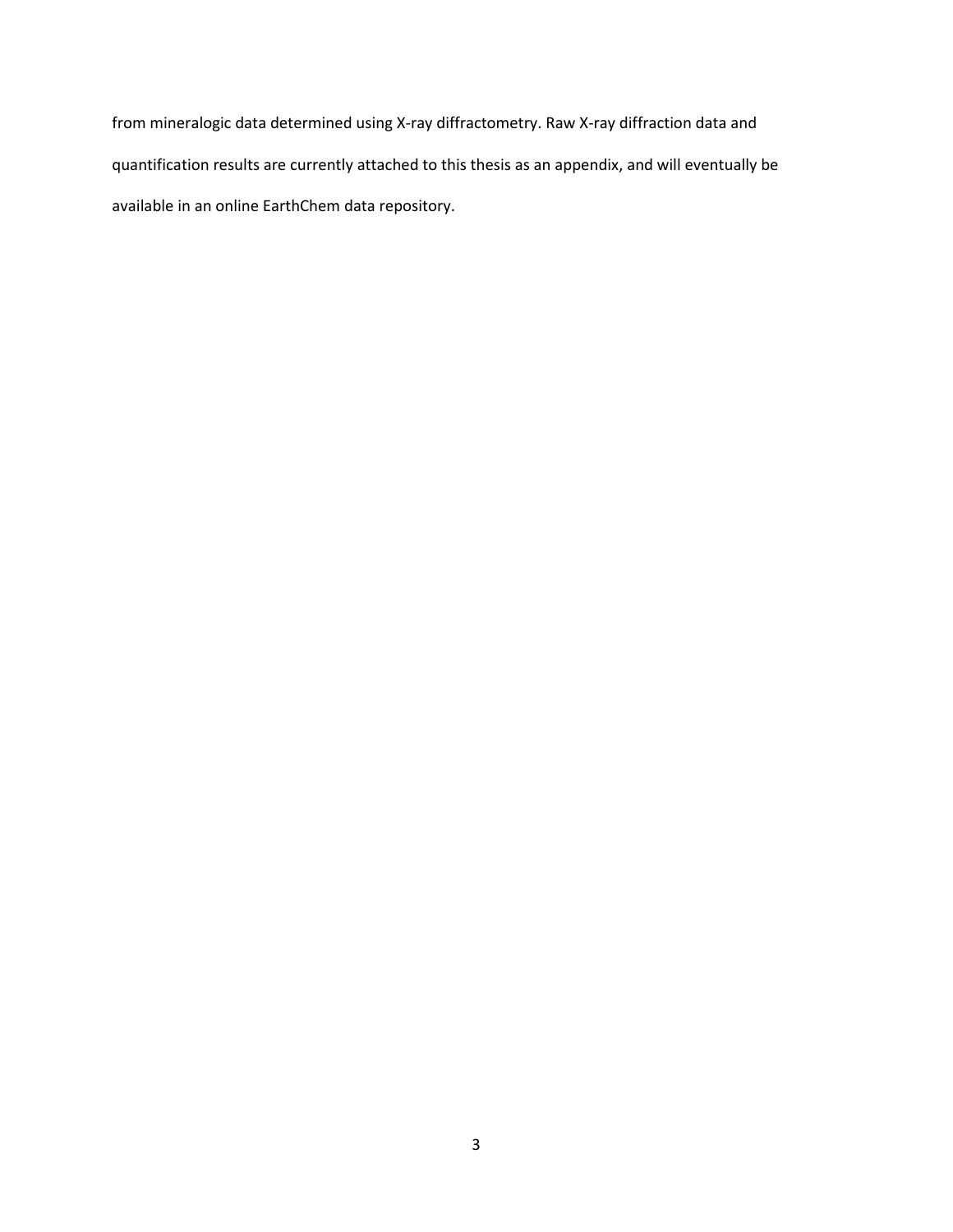from mineralogic data determined using X-ray diffractometry. Raw X-ray diffraction data and quantification results are currently attached to this thesis as an appendix, and will eventually be available in an online EarthChem data repository.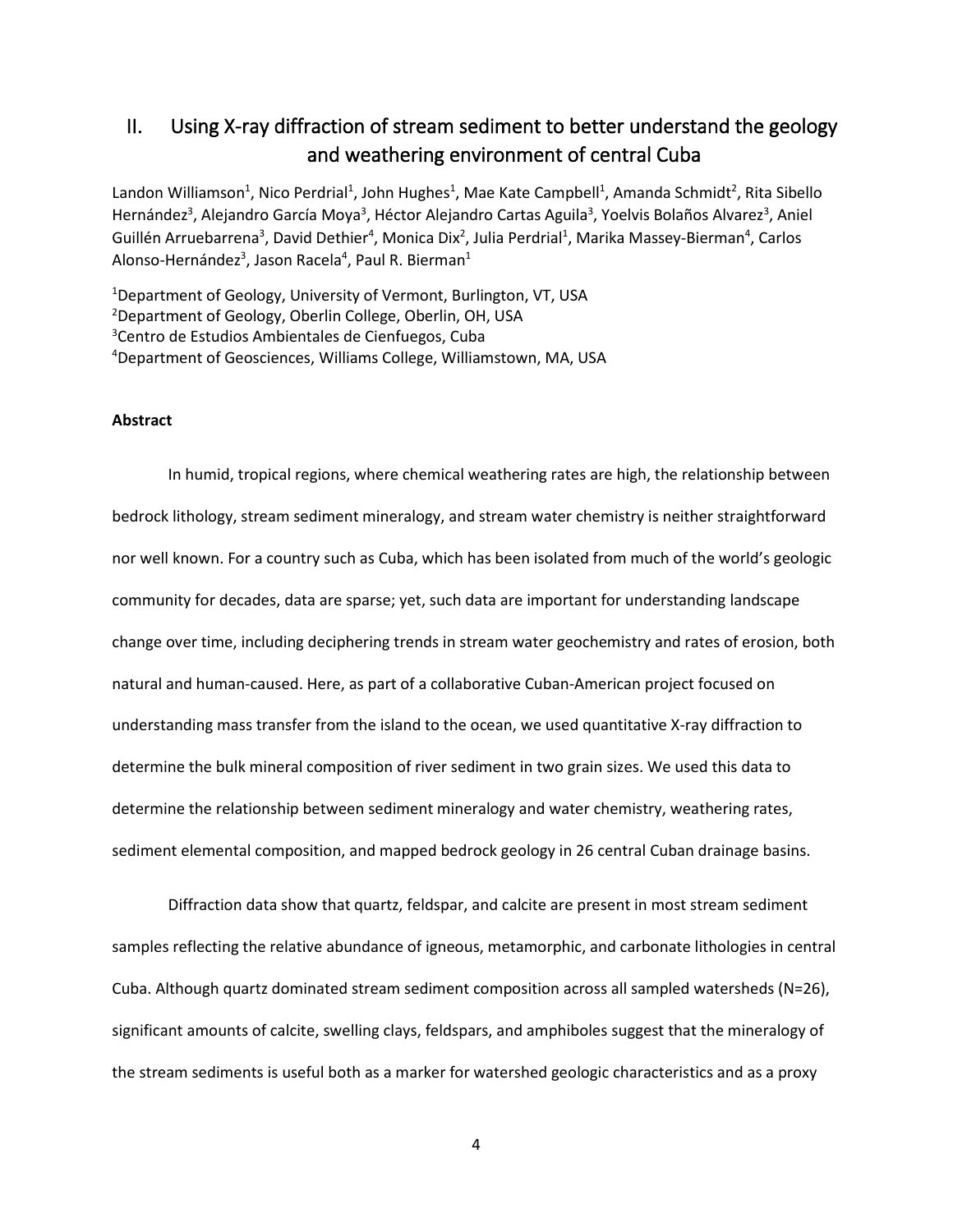# II. Using X-ray diffraction of stream sediment to better understand the geology and weathering environment of central Cuba

Landon Williamson[1], Nico Perdrial[1], John Hughes[1], Mae Kate Campbell[1], Amanda Schmidt[2], Rita Sibello Hernández[3], Alejandro García Moya[3], Héctor Alejandro Cartas Aguila[3], Yoelvis Bolaños Alvarez[3], Aniel Guillén Arruebarrena[3], David Dethier[4], Monica Dix[2], Julia Perdrial[1], Marika Massey-Bierman[4], Carlos Alonso-Hernández[3], Jason Racela[4], Paul R. Bierman[1]

[1]Department of Geology, University of Vermont, Burlington, VT, USA
[2]Department of Geology, Oberlin College, Oberlin, OH, USA
[3]Centro de Estudios Ambientales de Cienfuegos, Cuba
[4]Department of Geosciences, Williams College, Williamstown, MA, USA

**Abstract**

In humid, tropical regions, where chemical weathering rates are high, the relationship between bedrock lithology, stream sediment mineralogy, and stream water chemistry is neither straightforward nor well known. For a country such as Cuba, which has been isolated from much of the world's geologic community for decades, data are sparse; yet, such data are important for understanding landscape change over time, including deciphering trends in stream water geochemistry and rates of erosion, both natural and human-caused. Here, as part of a collaborative Cuban-American project focused on understanding mass transfer from the island to the ocean, we used quantitative X-ray diffraction to determine the bulk mineral composition of river sediment in two grain sizes. We used this data to determine the relationship between sediment mineralogy and water chemistry, weathering rates, sediment elemental composition, and mapped bedrock geology in 26 central Cuban drainage basins.

Diffraction data show that quartz, feldspar, and calcite are present in most stream sediment samples reflecting the relative abundance of igneous, metamorphic, and carbonate lithologies in central Cuba. Although quartz dominated stream sediment composition across all sampled watersheds (N=26), significant amounts of calcite, swelling clays, feldspars, and amphiboles suggest that the mineralogy of the stream sediments is useful both as a marker for watershed geologic characteristics and as a proxy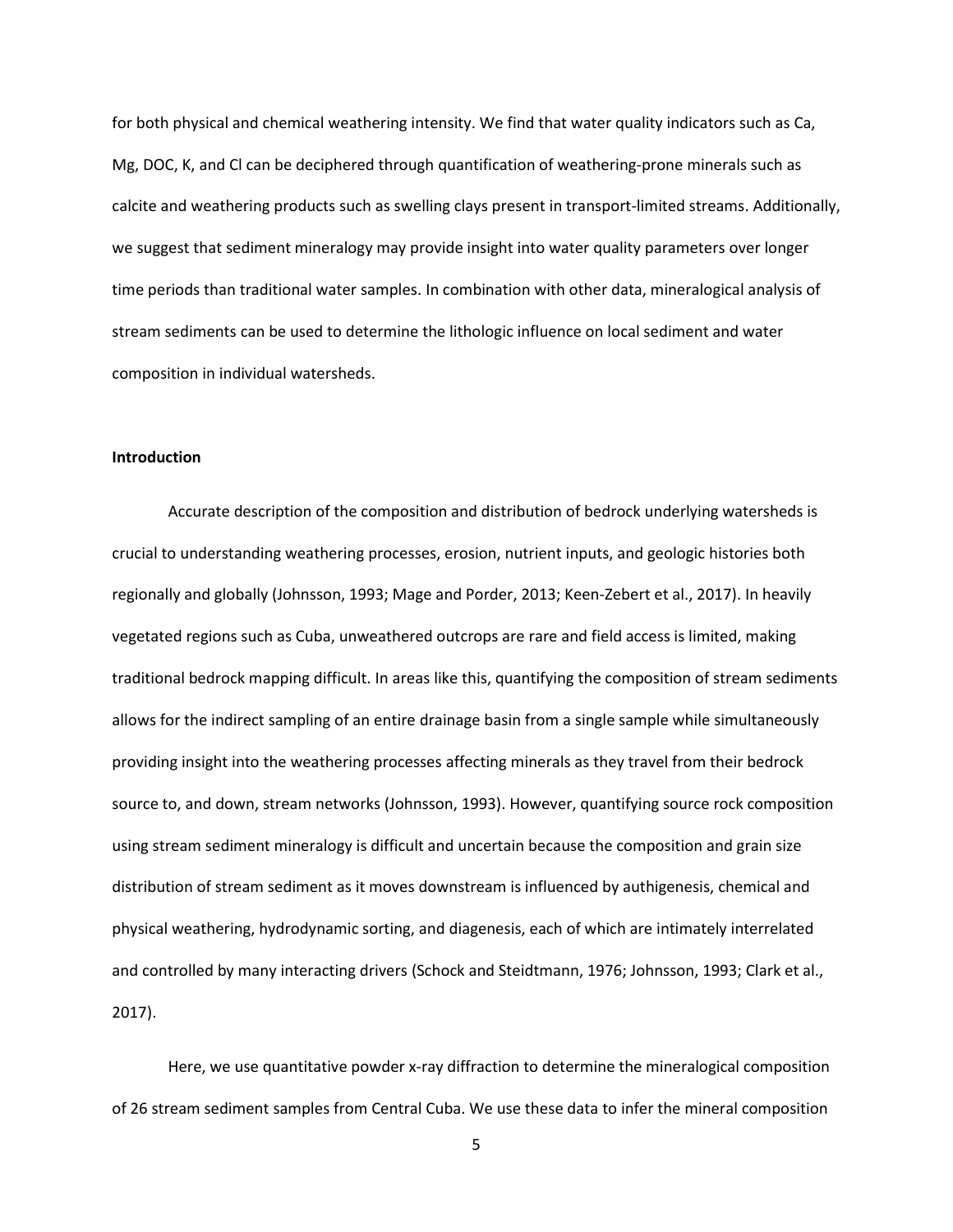for both physical and chemical weathering intensity. We find that water quality indicators such as Ca, Mg, DOC, K, and Cl can be deciphered through quantification of weathering-prone minerals such as calcite and weathering products such as swelling clays present in transport-limited streams. Additionally, we suggest that sediment mineralogy may provide insight into water quality parameters over longer time periods than traditional water samples. In combination with other data, mineralogical analysis of stream sediments can be used to determine the lithologic influence on local sediment and water composition in individual watersheds.

**Introduction**

Accurate description of the composition and distribution of bedrock underlying watersheds is crucial to understanding weathering processes, erosion, nutrient inputs, and geologic histories both regionally and globally (Johnsson, 1993; Mage and Porder, 2013; Keen-Zebert et al., 2017). In heavily vegetated regions such as Cuba, unweathered outcrops are rare and field access is limited, making traditional bedrock mapping difficult. In areas like this, quantifying the composition of stream sediments allows for the indirect sampling of an entire drainage basin from a single sample while simultaneously providing insight into the weathering processes affecting minerals as they travel from their bedrock source to, and down, stream networks (Johnsson, 1993). However, quantifying source rock composition using stream sediment mineralogy is difficult and uncertain because the composition and grain size distribution of stream sediment as it moves downstream is influenced by authigenesis, chemical and physical weathering, hydrodynamic sorting, and diagenesis, each of which are intimately interrelated and controlled by many interacting drivers (Schock and Steidtmann, 1976; Johnsson, 1993; Clark et al., 2017).

Here, we use quantitative powder x-ray diffraction to determine the mineralogical composition of 26 stream sediment samples from Central Cuba. We use these data to infer the mineral composition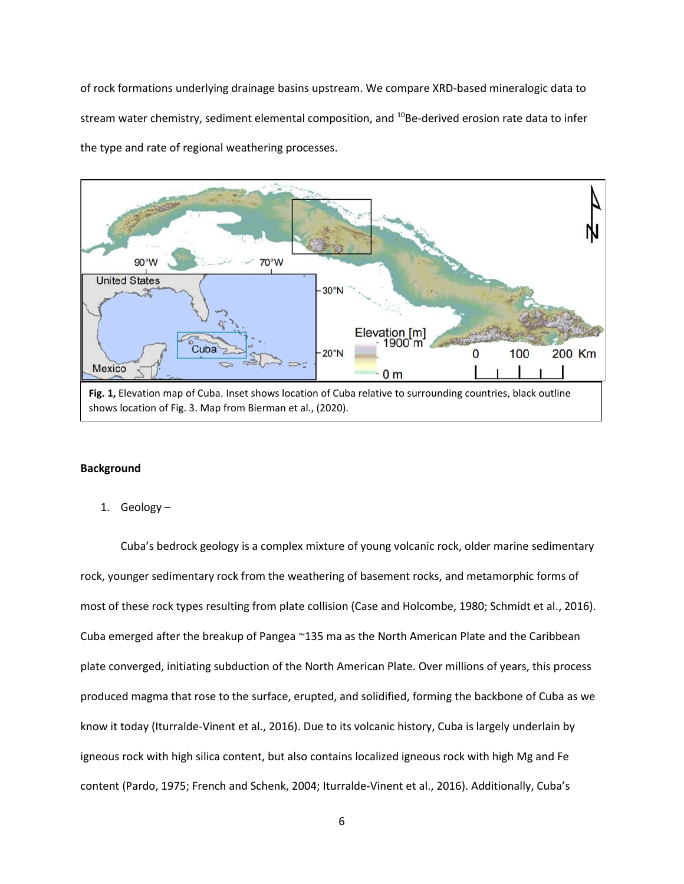of rock formations underlying drainage basins upstream. We compare XRD-based mineralogic data to stream water chemistry, sediment elemental composition, and $^{10}$Be-derived erosion rate data to infer the type and rate of regional weathering processes.

**Fig. 1,** Elevation map of Cuba. Inset shows location of Cuba relative to surrounding countries, black outline shows location of Fig. 3. Map from Bierman et al., (2020).

## Background

1. Geology –

Cuba's bedrock geology is a complex mixture of young volcanic rock, older marine sedimentary rock, younger sedimentary rock from the weathering of basement rocks, and metamorphic forms of most of these rock types resulting from plate collision (Case and Holcombe, 1980; Schmidt et al., 2016). Cuba emerged after the breakup of Pangea ~135 ma as the North American Plate and the Caribbean plate converged, initiating subduction of the North American Plate. Over millions of years, this process produced magma that rose to the surface, erupted, and solidified, forming the backbone of Cuba as we know it today (Iturralde-Vinent et al., 2016). Due to its volcanic history, Cuba is largely underlain by igneous rock with high silica content, but also contains localized igneous rock with high Mg and Fe content (Pardo, 1975; French and Schenk, 2004; Iturralde-Vinent et al., 2016). Additionally, Cuba's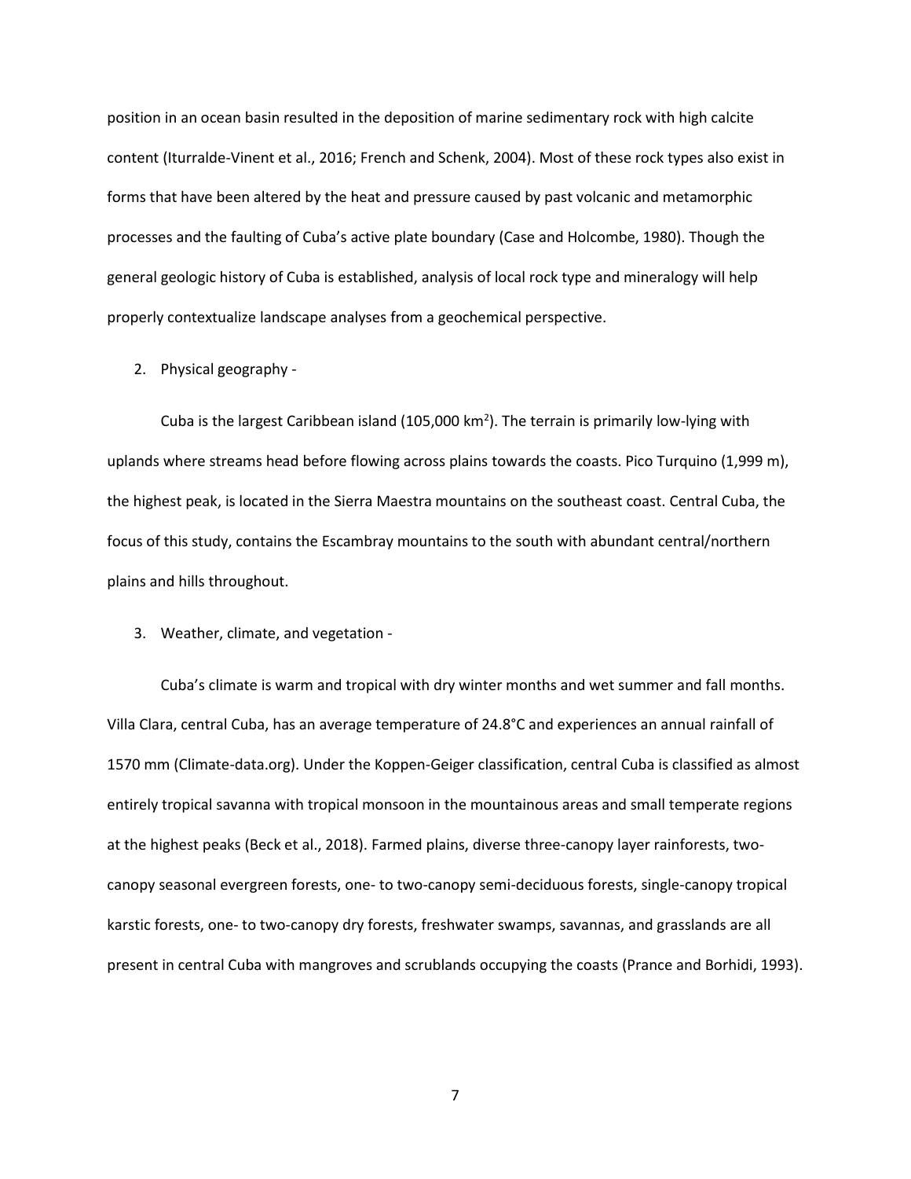position in an ocean basin resulted in the deposition of marine sedimentary rock with high calcite content (Iturralde-Vinent et al., 2016; French and Schenk, 2004). Most of these rock types also exist in forms that have been altered by the heat and pressure caused by past volcanic and metamorphic processes and the faulting of Cuba's active plate boundary (Case and Holcombe, 1980). Though the general geologic history of Cuba is established, analysis of local rock type and mineralogy will help properly contextualize landscape analyses from a geochemical perspective.

2. Physical geography -

Cuba is the largest Caribbean island (105,000 km$^2$). The terrain is primarily low-lying with uplands where streams head before flowing across plains towards the coasts. Pico Turquino (1,999 m), the highest peak, is located in the Sierra Maestra mountains on the southeast coast. Central Cuba, the focus of this study, contains the Escambray mountains to the south with abundant central/northern plains and hills throughout.

3. Weather, climate, and vegetation -

Cuba's climate is warm and tropical with dry winter months and wet summer and fall months. Villa Clara, central Cuba, has an average temperature of 24.8°C and experiences an annual rainfall of 1570 mm (Climate-data.org). Under the Koppen-Geiger classification, central Cuba is classified as almost entirely tropical savanna with tropical monsoon in the mountainous areas and small temperate regions at the highest peaks (Beck et al., 2018). Farmed plains, diverse three-canopy layer rainforests, two-canopy seasonal evergreen forests, one- to two-canopy semi-deciduous forests, single-canopy tropical karstic forests, one- to two-canopy dry forests, freshwater swamps, savannas, and grasslands are all present in central Cuba with mangroves and scrublands occupying the coasts (Prance and Borhidi, 1993).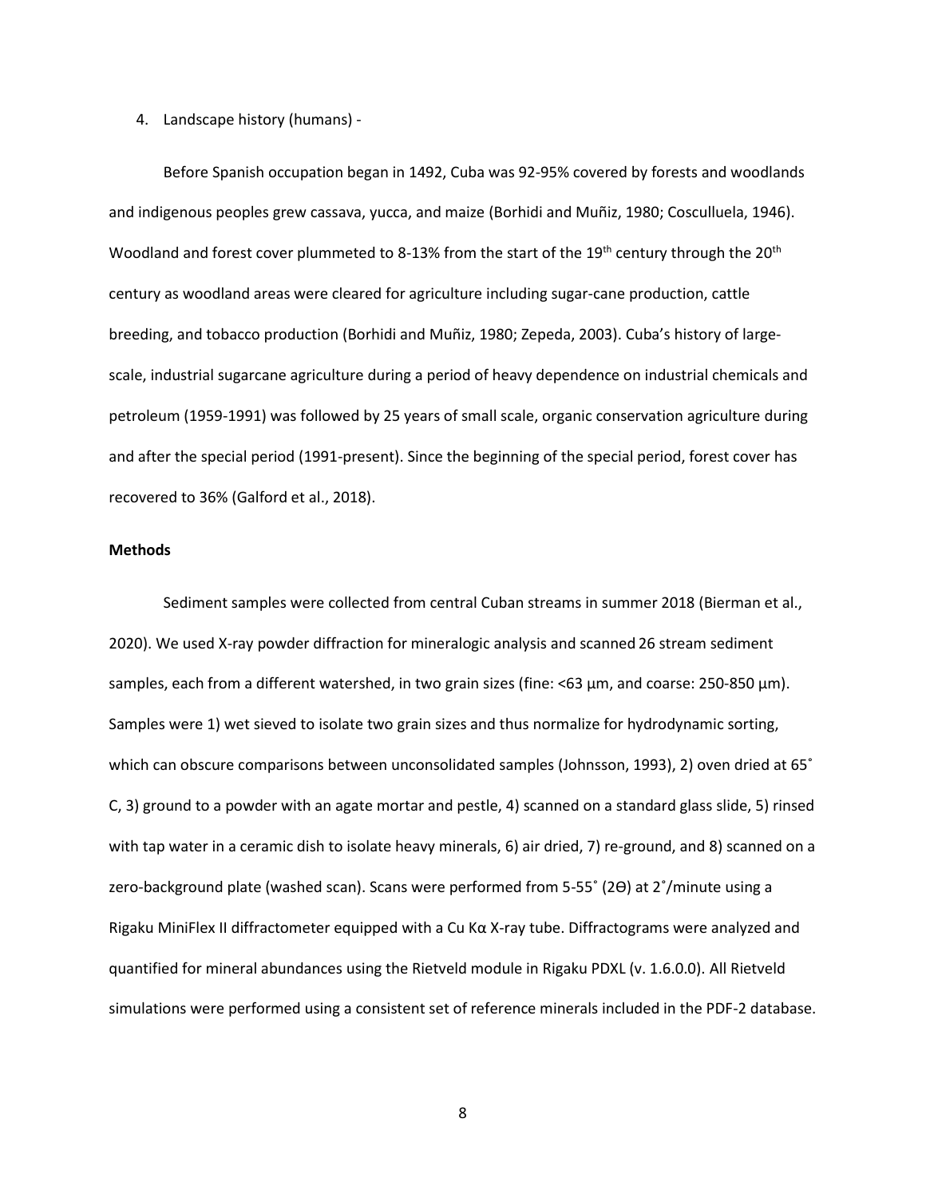4. Landscape history (humans) -

Before Spanish occupation began in 1492, Cuba was 92-95% covered by forests and woodlands and indigenous peoples grew cassava, yucca, and maize (Borhidi and Muñiz, 1980; Cosculluela, 1946). Woodland and forest cover plummeted to 8-13% from the start of the 19th century through the 20th century as woodland areas were cleared for agriculture including sugar-cane production, cattle breeding, and tobacco production (Borhidi and Muñiz, 1980; Zepeda, 2003). Cuba's history of large-scale, industrial sugarcane agriculture during a period of heavy dependence on industrial chemicals and petroleum (1959-1991) was followed by 25 years of small scale, organic conservation agriculture during and after the special period (1991-present). Since the beginning of the special period, forest cover has recovered to 36% (Galford et al., 2018).

**Methods**

Sediment samples were collected from central Cuban streams in summer 2018 (Bierman et al., 2020). We used X-ray powder diffraction for mineralogic analysis and scanned 26 stream sediment samples, each from a different watershed, in two grain sizes (fine: <63 µm, and coarse: 250-850 µm). Samples were 1) wet sieved to isolate two grain sizes and thus normalize for hydrodynamic sorting, which can obscure comparisons between unconsolidated samples (Johnsson, 1993), 2) oven dried at 65˚ C, 3) ground to a powder with an agate mortar and pestle, 4) scanned on a standard glass slide, 5) rinsed with tap water in a ceramic dish to isolate heavy minerals, 6) air dried, 7) re-ground, and 8) scanned on a zero-background plate (washed scan). Scans were performed from 5-55˚ (2ϴ) at 2˚/minute using a Rigaku MiniFlex II diffractometer equipped with a Cu Kα X-ray tube. Diffractograms were analyzed and quantified for mineral abundances using the Rietveld module in Rigaku PDXL (v. 1.6.0.0). All Rietveld simulations were performed using a consistent set of reference minerals included in the PDF-2 database.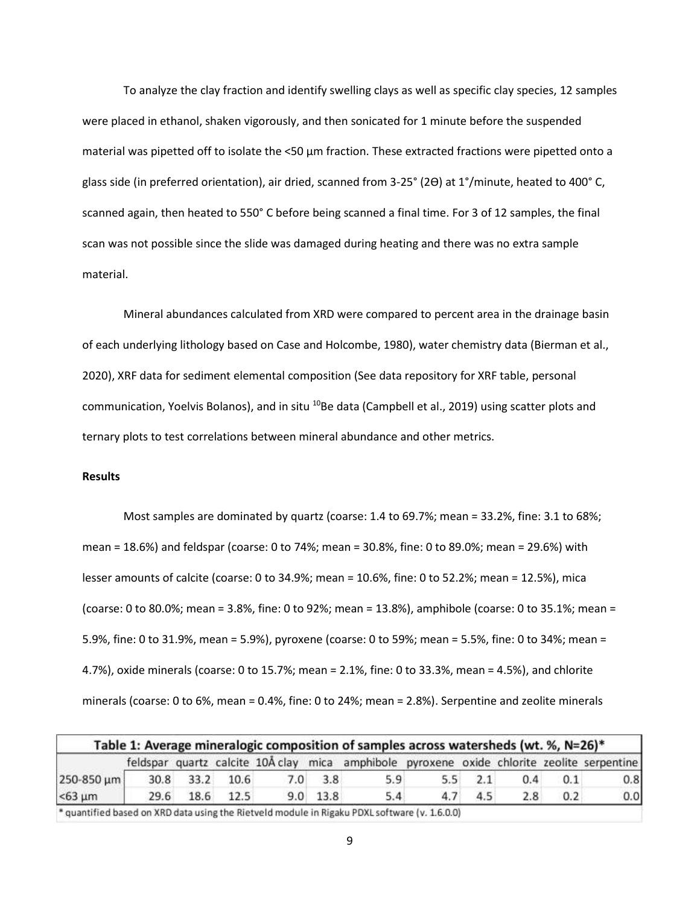To analyze the clay fraction and identify swelling clays as well as specific clay species, 12 samples were placed in ethanol, shaken vigorously, and then sonicated for 1 minute before the suspended material was pipetted off to isolate the <50 µm fraction. These extracted fractions were pipetted onto a glass side (in preferred orientation), air dried, scanned from 3-25° (2Ө) at 1°/minute, heated to 400° C, scanned again, then heated to 550° C before being scanned a final time. For 3 of 12 samples, the final scan was not possible since the slide was damaged during heating and there was no extra sample material.

Mineral abundances calculated from XRD were compared to percent area in the drainage basin of each underlying lithology based on Case and Holcombe, 1980), water chemistry data (Bierman et al., 2020), XRF data for sediment elemental composition (See data repository for XRF table, personal communication, Yoelvis Bolanos), and in situ $^{10}$Be data (Campbell et al., 2019) using scatter plots and ternary plots to test correlations between mineral abundance and other metrics.

**Results**

Most samples are dominated by quartz (coarse: 1.4 to 69.7%; mean = 33.2%, fine: 3.1 to 68%; mean = 18.6%) and feldspar (coarse: 0 to 74%; mean = 30.8%, fine: 0 to 89.0%; mean = 29.6%) with lesser amounts of calcite (coarse: 0 to 34.9%; mean = 10.6%, fine: 0 to 52.2%; mean = 12.5%), mica (coarse: 0 to 80.0%; mean = 3.8%, fine: 0 to 92%; mean = 13.8%), amphibole (coarse: 0 to 35.1%; mean = 5.9%, fine: 0 to 31.9%, mean = 5.9%), pyroxene (coarse: 0 to 59%; mean = 5.5%, fine: 0 to 34%; mean = 4.7%), oxide minerals (coarse: 0 to 15.7%; mean = 2.1%, fine: 0 to 33.3%, mean = 4.5%), and chlorite minerals (coarse: 0 to 6%, mean = 0.4%, fine: 0 to 24%; mean = 2.8%). Serpentine and zeolite minerals

Table 1: Average mineralogic composition of samples across watersheds (wt. %, N=26)*

| | feldspar | quartz | calcite | 10Å clay | mica | amphibole | pyroxene | oxide | chlorite | zeolite | serpentine |
|---|---|---|---|---|---|---|---|---|---|---|---|
| 250-850 µm | 30.8 | 33.2 | 10.6 | 7.0 | 3.8 | 5.9 | 5.5 | 2.1 | 0.4 | 0.1 | 0.8 |
| <63 µm | 29.6 | 18.6 | 12.5 | 9.0 | 13.8 | 5.4 | 4.7 | 4.5 | 2.8 | 0.2 | 0.0 |

* quantified based on XRD data using the Rietveld module in Rigaku PDXL software (v. 1.6.0.0)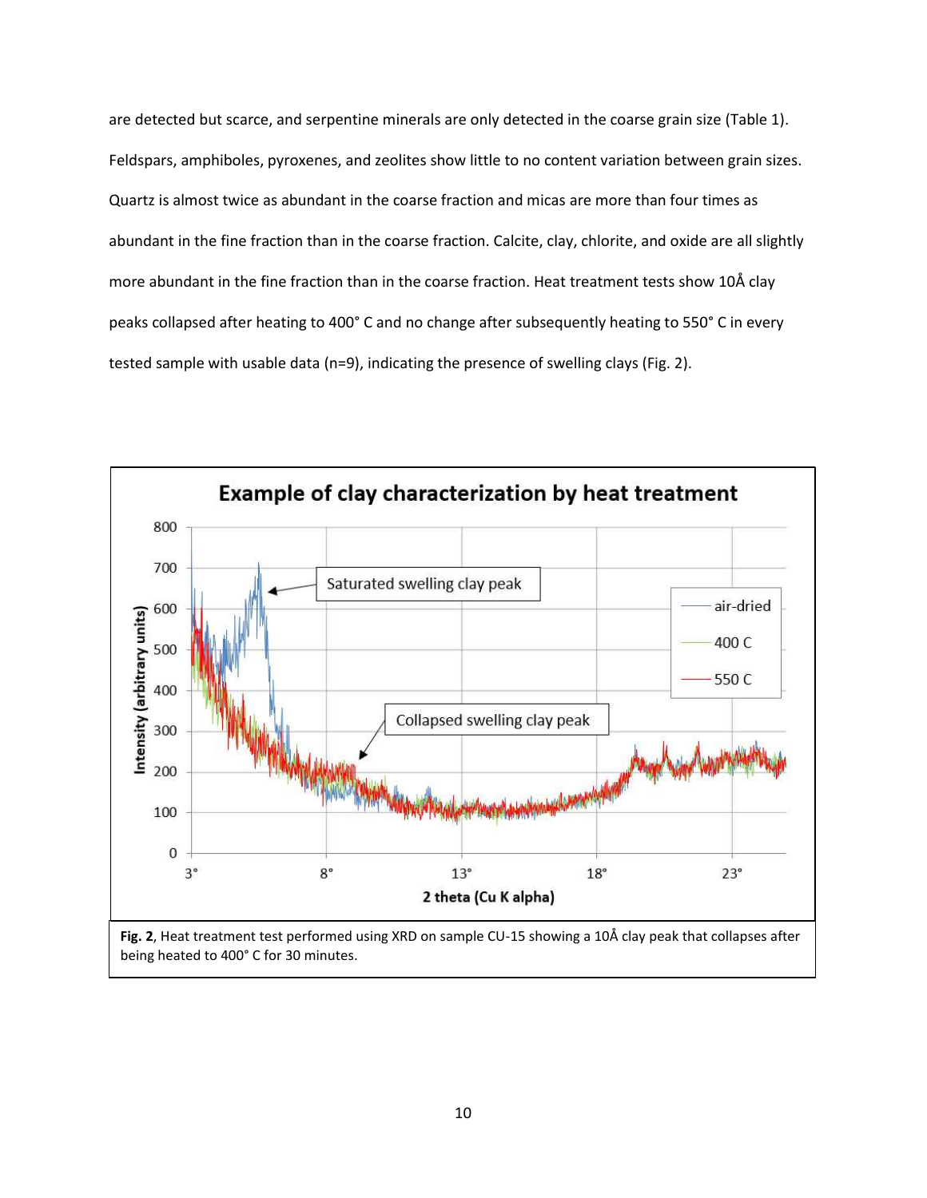are detected but scarce, and serpentine minerals are only detected in the coarse grain size (Table 1). Feldspars, amphiboles, pyroxenes, and zeolites show little to no content variation between grain sizes. Quartz is almost twice as abundant in the coarse fraction and micas are more than four times as abundant in the fine fraction than in the coarse fraction. Calcite, clay, chlorite, and oxide are all slightly more abundant in the fine fraction than in the coarse fraction. Heat treatment tests show 10Å clay peaks collapsed after heating to 400° C and no change after subsequently heating to 550° C in every tested sample with usable data (n=9), indicating the presence of swelling clays (Fig. 2).

**Fig. 2**, Heat treatment test performed using XRD on sample CU-15 showing a 10Å clay peak that collapses after being heated to 400° C for 30 minutes.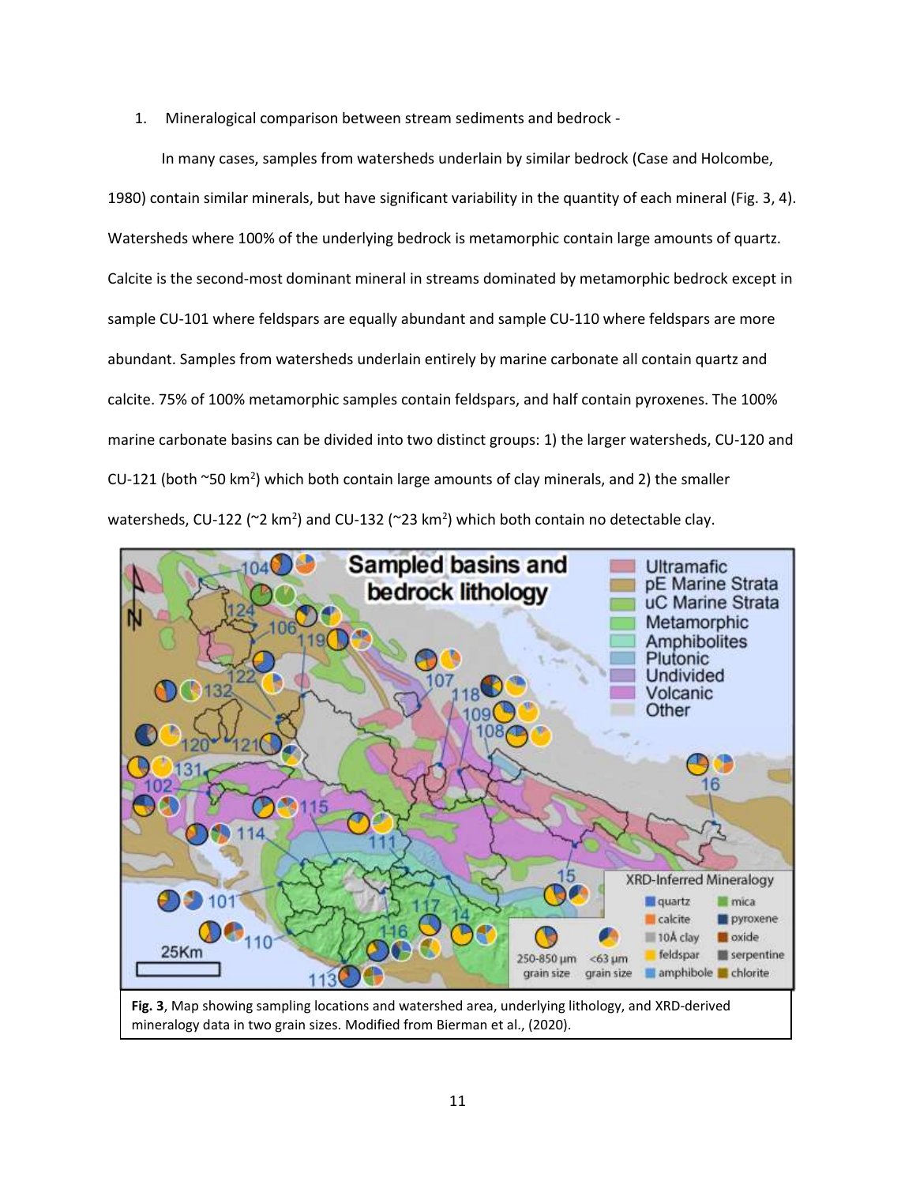1. Mineralogical comparison between stream sediments and bedrock -

In many cases, samples from watersheds underlain by similar bedrock (Case and Holcombe, 1980) contain similar minerals, but have significant variability in the quantity of each mineral (Fig. 3, 4). Watersheds where 100% of the underlying bedrock is metamorphic contain large amounts of quartz. Calcite is the second-most dominant mineral in streams dominated by metamorphic bedrock except in sample CU-101 where feldspars are equally abundant and sample CU-110 where feldspars are more abundant. Samples from watersheds underlain entirely by marine carbonate all contain quartz and calcite. 75% of 100% metamorphic samples contain feldspars, and half contain pyroxenes. The 100% marine carbonate basins can be divided into two distinct groups: 1) the larger watersheds, CU-120 and CU-121 (both ~50 $km^2$) which both contain large amounts of clay minerals, and 2) the smaller watersheds, CU-122 (~2 $km^2$) and CU-132 (~23 $km^2$) which both contain no detectable clay.

**Fig. 3**, Map showing sampling locations and watershed area, underlying lithology, and XRD-derived mineralogy data in two grain sizes. Modified from Bierman et al., (2020).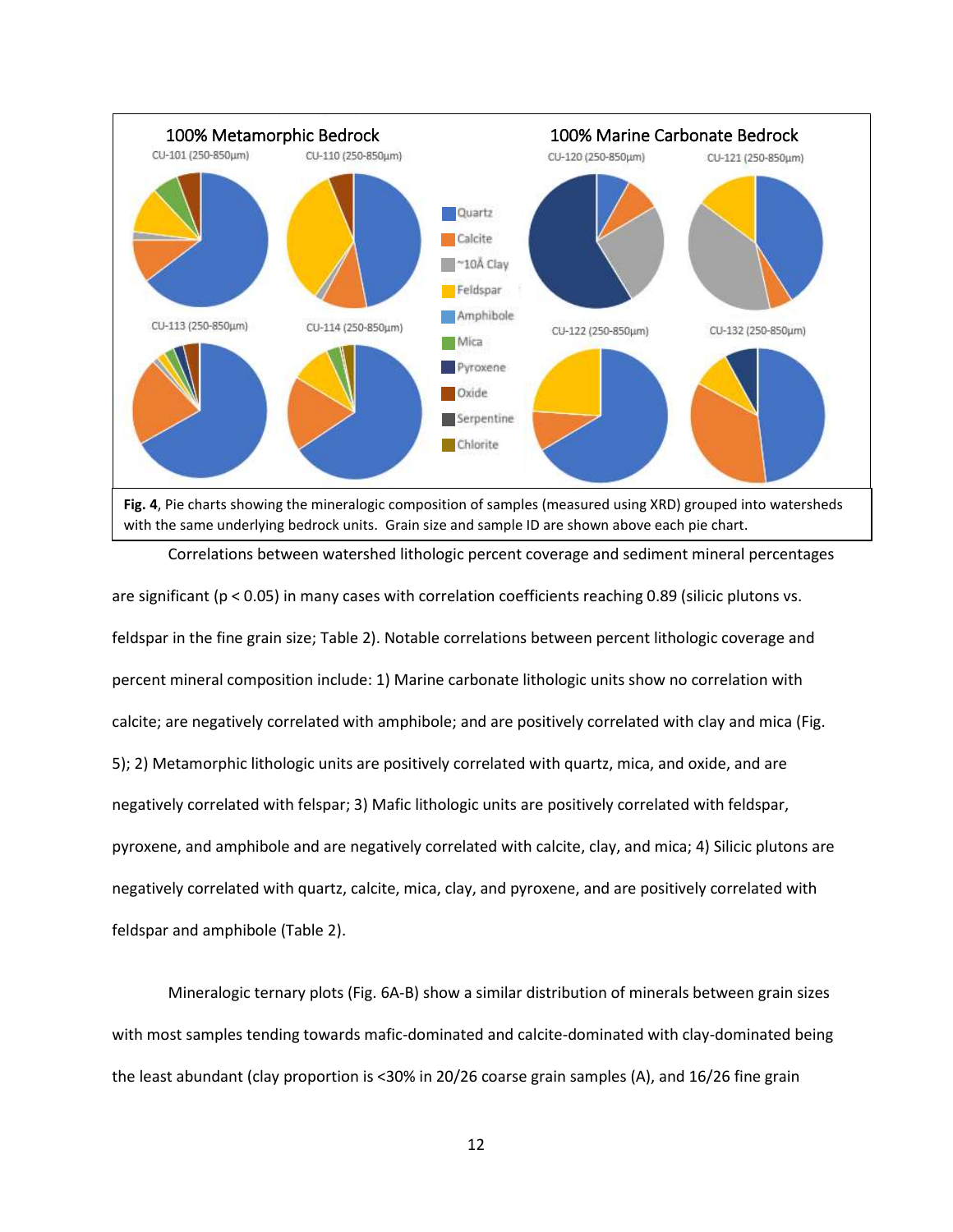**Fig. 4**, Pie charts showing the mineralogic composition of samples (measured using XRD) grouped into watersheds with the same underlying bedrock units. Grain size and sample ID are shown above each pie chart.

Correlations between watershed lithologic percent coverage and sediment mineral percentages are significant ($p < 0.05$) in many cases with correlation coefficients reaching 0.89 (silicic plutons vs. feldspar in the fine grain size; Table 2). Notable correlations between percent lithologic coverage and percent mineral composition include: 1) Marine carbonate lithologic units show no correlation with calcite; are negatively correlated with amphibole; and are positively correlated with clay and mica (Fig. 5); 2) Metamorphic lithologic units are positively correlated with quartz, mica, and oxide, and are negatively correlated with felspar; 3) Mafic lithologic units are positively correlated with feldspar, pyroxene, and amphibole and are negatively correlated with calcite, clay, and mica; 4) Silicic plutons are negatively correlated with quartz, calcite, mica, clay, and pyroxene, and are positively correlated with feldspar and amphibole (Table 2).

Mineralogic ternary plots (Fig. 6A-B) show a similar distribution of minerals between grain sizes with most samples tending towards mafic-dominated and calcite-dominated with clay-dominated being the least abundant (clay proportion is <30% in 20/26 coarse grain samples (A), and 16/26 fine grain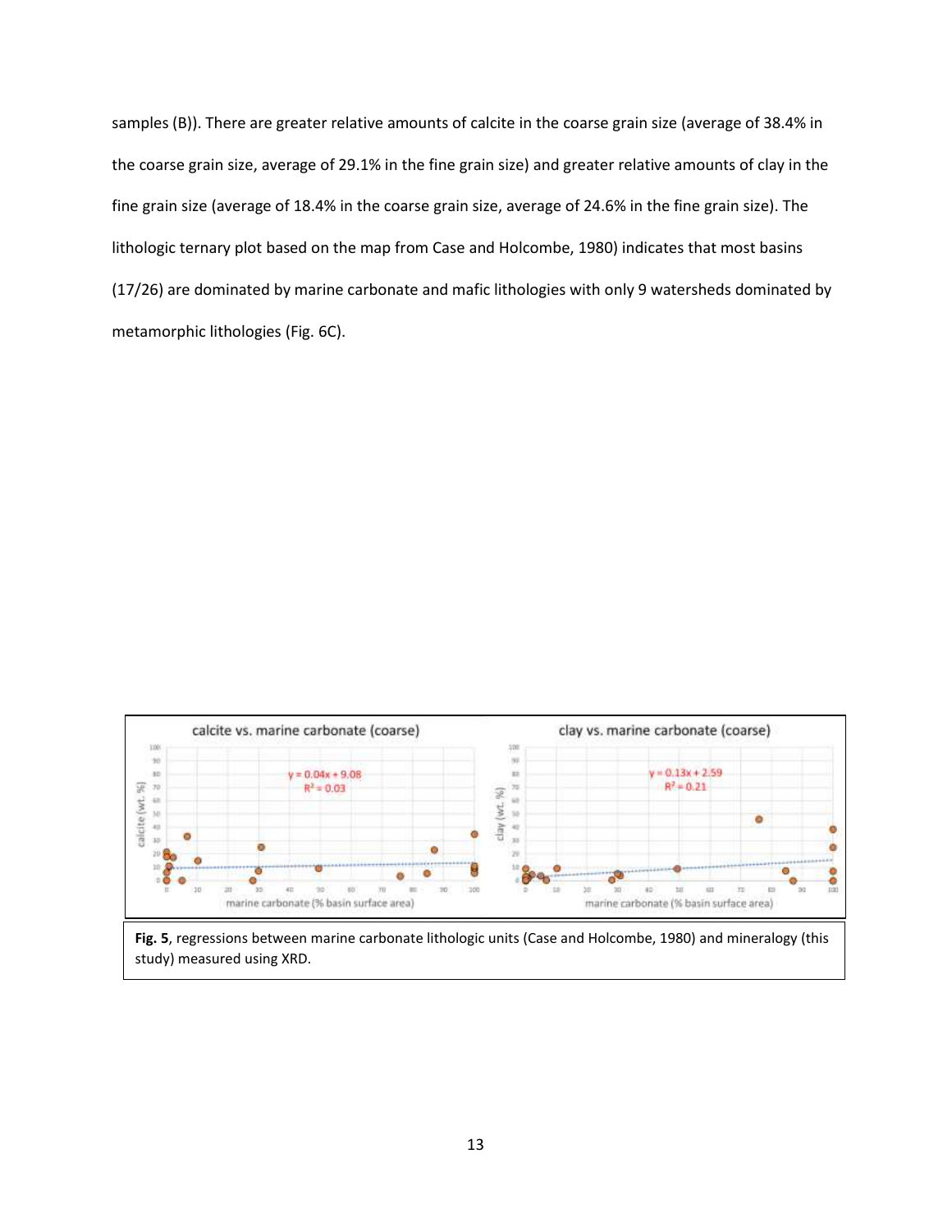samples (B)). There are greater relative amounts of calcite in the coarse grain size (average of 38.4% in the coarse grain size, average of 29.1% in the fine grain size) and greater relative amounts of clay in the fine grain size (average of 18.4% in the coarse grain size, average of 24.6% in the fine grain size). The lithologic ternary plot based on the map from Case and Holcombe, 1980) indicates that most basins (17/26) are dominated by marine carbonate and mafic lithologies with only 9 watersheds dominated by metamorphic lithologies (Fig. 6C).

**Fig. 5**, regressions between marine carbonate lithologic units (Case and Holcombe, 1980) and mineralogy (this study) measured using XRD.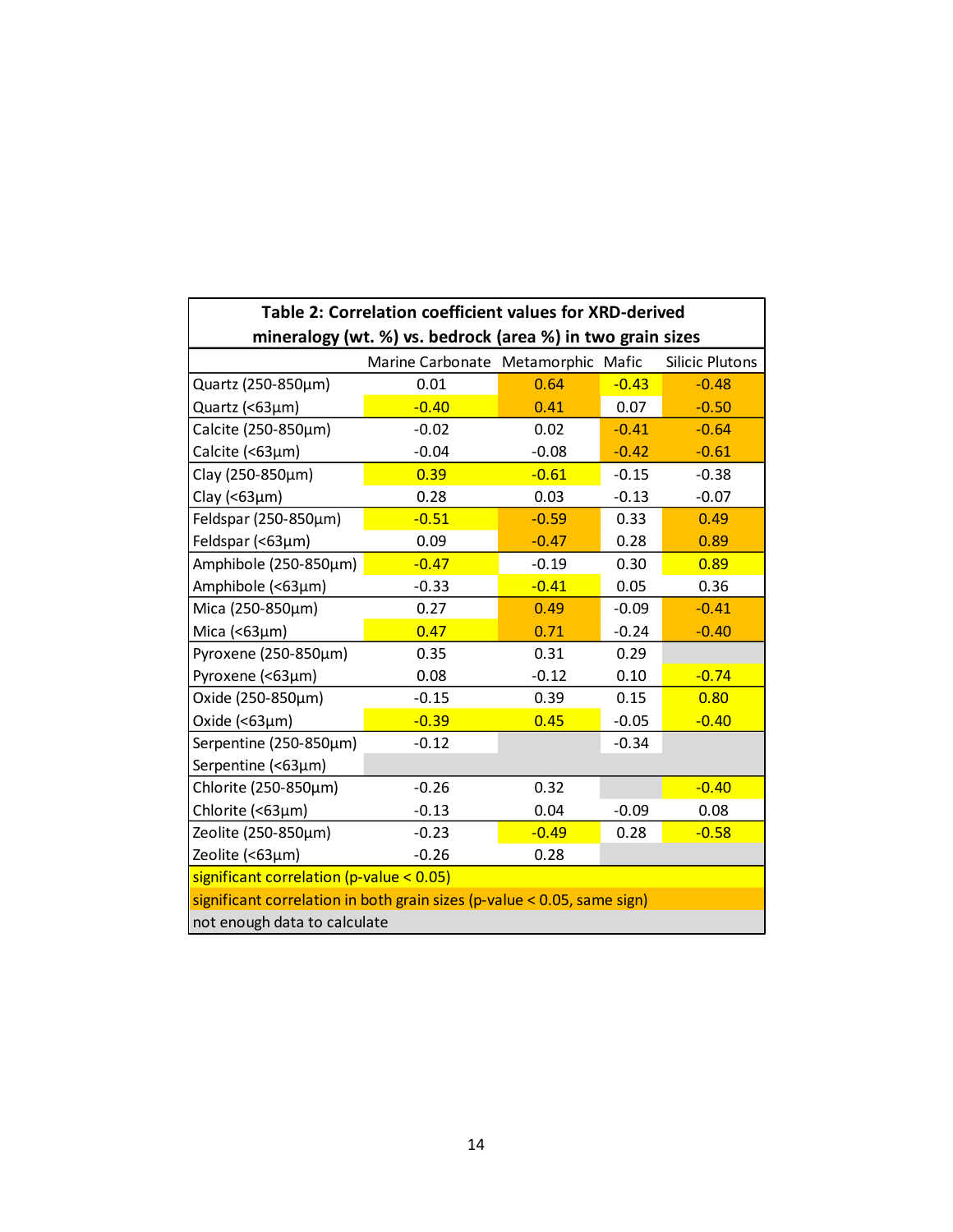**Table 2: Correlation coefficient values for XRD-derived mineralogy (wt. %) vs. bedrock (area %) in two grain sizes**

| | Marine Carbonate | Metamorphic | Mafic | Silicic Plutons |
|---|---|---|---|---|
| Quartz (250-850µm) | 0.01 | 0.64 | -0.43 | -0.48 |
| Quartz (<63µm) | -0.40 | 0.41 | 0.07 | -0.50 |
| Calcite (250-850µm) | -0.02 | 0.02 | -0.41 | -0.64 |
| Calcite (<63µm) | -0.04 | -0.08 | -0.42 | -0.61 |
| Clay (250-850µm) | 0.39 | -0.61 | -0.15 | -0.38 |
| Clay (<63µm) | 0.28 | 0.03 | -0.13 | -0.07 |
| Feldspar (250-850µm) | -0.51 | -0.59 | 0.33 | 0.49 |
| Feldspar (<63µm) | 0.09 | -0.47 | 0.28 | 0.89 |
| Amphibole (250-850µm) | -0.47 | -0.19 | 0.30 | 0.89 |
| Amphibole (<63µm) | -0.33 | -0.41 | 0.05 | 0.36 |
| Mica (250-850µm) | 0.27 | 0.49 | -0.09 | -0.41 |
| Mica (<63µm) | 0.47 | 0.71 | -0.24 | -0.40 |
| Pyroxene (250-850µm) | 0.35 | 0.31 | 0.29 | |
| Pyroxene (<63µm) | 0.08 | -0.12 | 0.10 | -0.74 |
| Oxide (250-850µm) | -0.15 | 0.39 | 0.15 | 0.80 |
| Oxide (<63µm) | -0.39 | 0.45 | -0.05 | -0.40 |
| Serpentine (250-850µm) | -0.12 | | -0.34 | |
| Serpentine (<63µm) | | | | |
| Chlorite (250-850µm) | -0.26 | 0.32 | | -0.40 |
| Chlorite (<63µm) | -0.13 | 0.04 | -0.09 | 0.08 |
| Zeolite (250-850µm) | -0.23 | -0.49 | 0.28 | -0.58 |
| Zeolite (<63µm) | -0.26 | 0.28 | | |

Legend:
- significant correlation ($p$-value < 0.05) — yellow highlight: Quartz (250-850µm) Mafic; Quartz (<63µm) Marine Carbonate; Clay (250-850µm) Marine Carbonate and Metamorphic; Feldspar (250-850µm) Marine Carbonate; Amphibole (250-850µm) Marine Carbonate and Silicic Plutons; Amphibole (<63µm) Metamorphic; Mica (<63µm) Marine Carbonate; Pyroxene (<63µm) Silicic Plutons; Oxide (250-850µm) Silicic Plutons; Oxide (<63µm) Marine Carbonate, Metamorphic and Silicic Plutons; Chlorite (250-850µm) Silicic Plutons; Zeolite (250-850µm) Metamorphic and Silicic Plutons
- significant correlation in both grain sizes ($p$-value < 0.05, same sign) — orange highlight: Quartz Metamorphic and Silicic Plutons; Calcite Mafic and Silicic Plutons; Feldspar Metamorphic and Silicic Plutons; Mica Metamorphic and Silicic Plutons
- not enough data to calculate — grey (empty cells)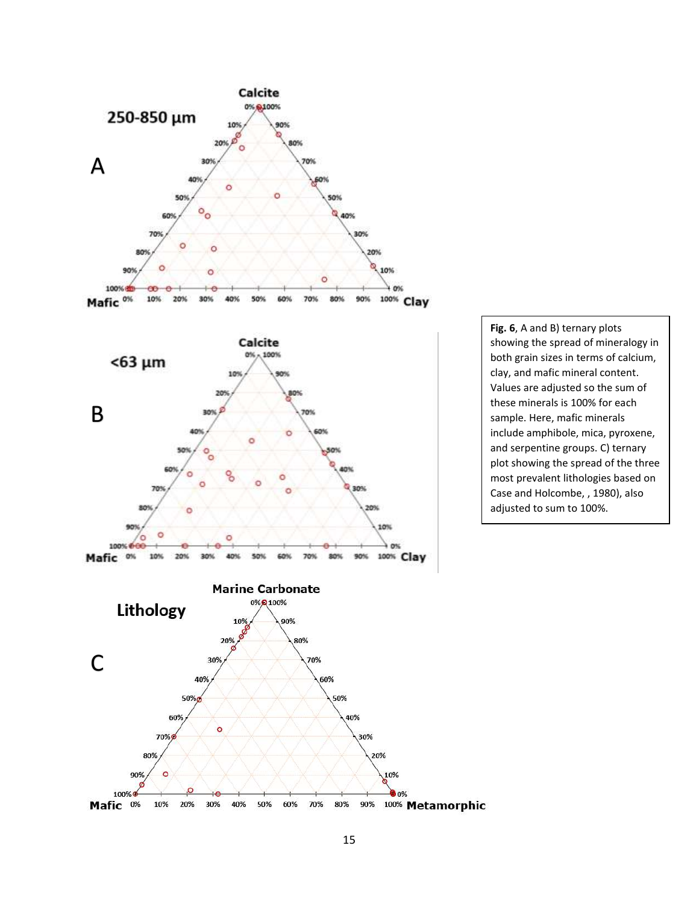**Fig. 6**, A and B) ternary plots showing the spread of mineralogy in both grain sizes in terms of calcium, clay, and mafic mineral content. Values are adjusted so the sum of these minerals is 100% for each sample. Here, mafic minerals include amphibole, mica, pyroxene, and serpentine groups. C) ternary plot showing the spread of the three most prevalent lithologies based on Case and Holcombe, , 1980), also adjusted to sum to 100%.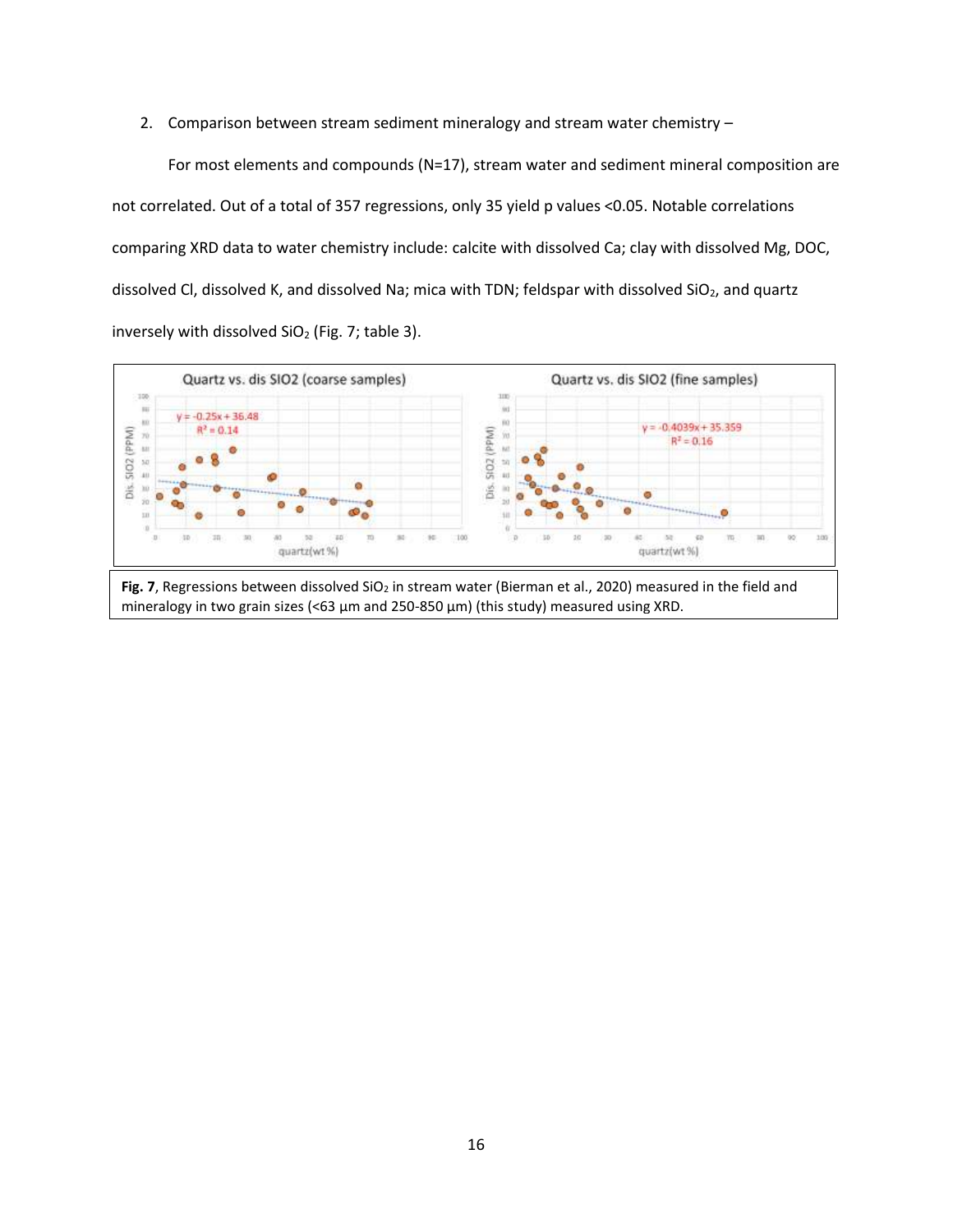2. Comparison between stream sediment mineralogy and stream water chemistry –

For most elements and compounds (N=17), stream water and sediment mineral composition are not correlated. Out of a total of 357 regressions, only 35 yield p values <0.05. Notable correlations comparing XRD data to water chemistry include: calcite with dissolved Ca; clay with dissolved Mg, DOC, dissolved Cl, dissolved K, and dissolved Na; mica with TDN; feldspar with dissolved $SiO_2$, and quartz inversely with dissolved $SiO_2$ (Fig. 7; table 3).

**Fig. 7**, Regressions between dissolved $SiO_2$ in stream water (Bierman et al., 2020) measured in the field and mineralogy in two grain sizes (<63 µm and 250-850 µm) (this study) measured using XRD.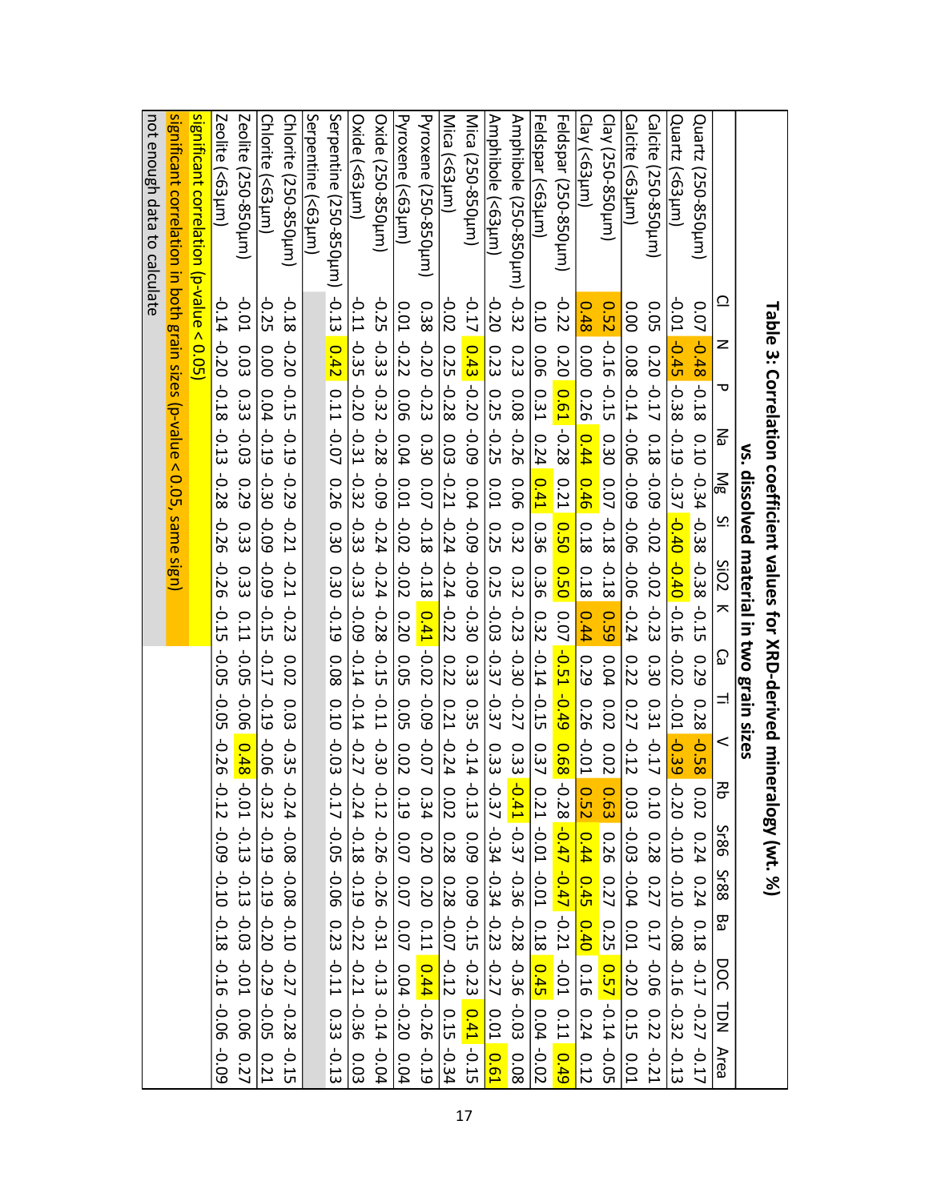**Table 3: Correlation coefficient values for XRD-derived mineralogy (wt. %) vs. dissolved material in two grain sizes**

| | Cl | N | P | Na | Mg | Si | SiO2 | K | Ca | Ti | V | Rb | Sr86 | Sr88 | Ba | DOC | TDN | Area |
|---|---|---|---|---|---|---|---|---|---|---|---|---|---|---|---|---|---|---|
| Quartz (250-850µm) | 0.07 | -0.48 | -0.18 | 0.10 | -0.34 | -0.38 | -0.38 | -0.15 | 0.29 | 0.28 | -0.58 | 0.02 | 0.24 | 0.24 | 0.18 | -0.17 | -0.27 | -0.17 |
| Quartz (<63µm) | -0.01 | -0.45 | -0.38 | -0.19 | -0.37 | -0.40 | -0.40 | -0.16 | -0.02 | -0.01 | -0.39 | -0.20 | -0.10 | -0.10 | -0.08 | -0.16 | -0.32 | -0.13 |
| Calcite (250-850µm) | 0.05 | 0.20 | -0.17 | 0.18 | -0.09 | -0.02 | -0.02 | -0.23 | 0.30 | 0.31 | -0.17 | 0.10 | 0.28 | 0.27 | 0.17 | -0.06 | 0.22 | -0.21 |
| Calcite (<63µm) | 0.00 | 0.08 | -0.14 | -0.06 | -0.09 | -0.06 | -0.06 | -0.24 | 0.22 | 0.27 | -0.12 | 0.03 | -0.03 | -0.04 | 0.01 | -0.20 | 0.15 | 0.01 |
| Clay (250-850µm) | 0.52 | -0.16 | -0.15 | 0.30 | 0.07 | -0.18 | -0.18 | 0.59 | 0.04 | 0.02 | 0.02 | 0.63 | 0.26 | 0.27 | 0.25 | 0.57 | -0.14 | -0.05 |
| Clay (<63µm) | 0.48 | 0.00 | 0.26 | 0.44 | 0.46 | 0.18 | 0.18 | 0.44 | 0.29 | 0.26 | -0.01 | 0.52 | 0.44 | 0.45 | 0.40 | 0.16 | 0.24 | 0.12 |
| Feldspar (250-850µm) | -0.22 | 0.20 | 0.61 | -0.28 | 0.21 | 0.50 | 0.50 | 0.07 | -0.51 | -0.49 | 0.68 | -0.28 | -0.47 | -0.47 | -0.21 | -0.01 | 0.11 | 0.49 |
| Feldspar (<63µm) | 0.10 | 0.06 | 0.31 | 0.24 | 0.41 | 0.36 | 0.36 | 0.32 | -0.14 | -0.15 | 0.37 | 0.21 | -0.01 | -0.01 | 0.18 | 0.45 | 0.04 | -0.02 |
| Amphibole (250-850µm) | -0.32 | 0.23 | 0.08 | -0.26 | 0.06 | 0.32 | 0.32 | -0.23 | -0.30 | -0.27 | 0.33 | -0.41 | -0.37 | -0.36 | -0.28 | -0.36 | -0.03 | 0.08 |
| Amphibole (<63µm) | -0.20 | 0.23 | 0.25 | -0.25 | 0.01 | 0.25 | 0.25 | -0.03 | -0.37 | -0.37 | 0.33 | -0.37 | -0.34 | -0.34 | -0.23 | -0.27 | 0.01 | 0.61 |
| Mica (250-850µm) | -0.17 | 0.43 | -0.20 | -0.09 | 0.04 | -0.09 | -0.09 | -0.30 | 0.33 | 0.35 | -0.14 | -0.13 | 0.09 | 0.09 | -0.15 | -0.23 | 0.41 | -0.15 |
| Mica (<63µm) | -0.02 | 0.25 | -0.28 | 0.03 | -0.21 | -0.24 | -0.24 | -0.22 | 0.22 | 0.21 | -0.24 | 0.02 | 0.28 | 0.28 | -0.07 | -0.12 | 0.15 | -0.34 |
| Pyroxene (250-850µm) | 0.38 | -0.20 | -0.23 | 0.30 | 0.07 | -0.18 | -0.18 | 0.41 | -0.02 | -0.09 | -0.07 | 0.34 | 0.20 | 0.20 | 0.11 | 0.44 | -0.26 | -0.19 |
| Pyroxene (<63µm) | 0.01 | -0.22 | 0.06 | 0.04 | 0.01 | -0.02 | -0.02 | 0.20 | 0.05 | 0.05 | 0.02 | 0.19 | 0.07 | 0.07 | 0.07 | 0.04 | -0.20 | 0.04 |
| Oxide (250-850µm) | -0.25 | -0.33 | -0.32 | -0.28 | -0.09 | -0.24 | -0.24 | -0.28 | -0.15 | -0.11 | -0.30 | -0.12 | -0.26 | -0.26 | -0.31 | -0.13 | -0.14 | -0.04 |
| Oxide (<63µm) | -0.11 | -0.35 | -0.20 | -0.31 | -0.32 | -0.33 | -0.33 | -0.09 | -0.14 | -0.14 | -0.27 | -0.24 | -0.18 | -0.19 | -0.22 | -0.21 | -0.36 | 0.03 |
| Serpentine (250-850µm) | -0.13 | 0.42 | 0.11 | -0.07 | 0.26 | 0.30 | 0.30 | -0.19 | 0.08 | 0.10 | -0.03 | -0.17 | -0.05 | -0.06 | 0.23 | -0.11 | 0.33 | -0.13 |
| Serpentine (<63µm) | | | | | | | | | | | | | | | | | | |
| Chlorite (250-850µm) | -0.18 | -0.20 | -0.15 | -0.19 | -0.29 | -0.21 | -0.21 | -0.23 | 0.02 | 0.03 | -0.35 | -0.24 | -0.08 | -0.08 | -0.10 | -0.27 | -0.28 | -0.15 |
| Chlorite (<63µm) | -0.25 | 0.00 | 0.04 | -0.19 | -0.30 | -0.09 | -0.09 | -0.15 | -0.17 | -0.19 | -0.06 | -0.32 | -0.19 | -0.19 | -0.20 | -0.29 | -0.05 | 0.21 |
| Zeolite (250-850µm) | -0.01 | 0.03 | 0.33 | -0.03 | 0.29 | 0.33 | 0.33 | 0.11 | -0.05 | -0.06 | 0.48 | -0.01 | -0.13 | -0.13 | -0.03 | -0.01 | 0.06 | 0.27 |
| Zeolite (<63µm) | -0.14 | -0.20 | -0.18 | -0.13 | -0.28 | -0.26 | -0.26 | -0.15 | -0.05 | -0.05 | -0.26 | -0.12 | -0.09 | -0.10 | -0.18 | -0.16 | -0.06 | -0.09 |

significant correlation (p-value < 0.05)

significant correlation in both grain sizes (p-value < 0.05, same sign)

not enough data to calculate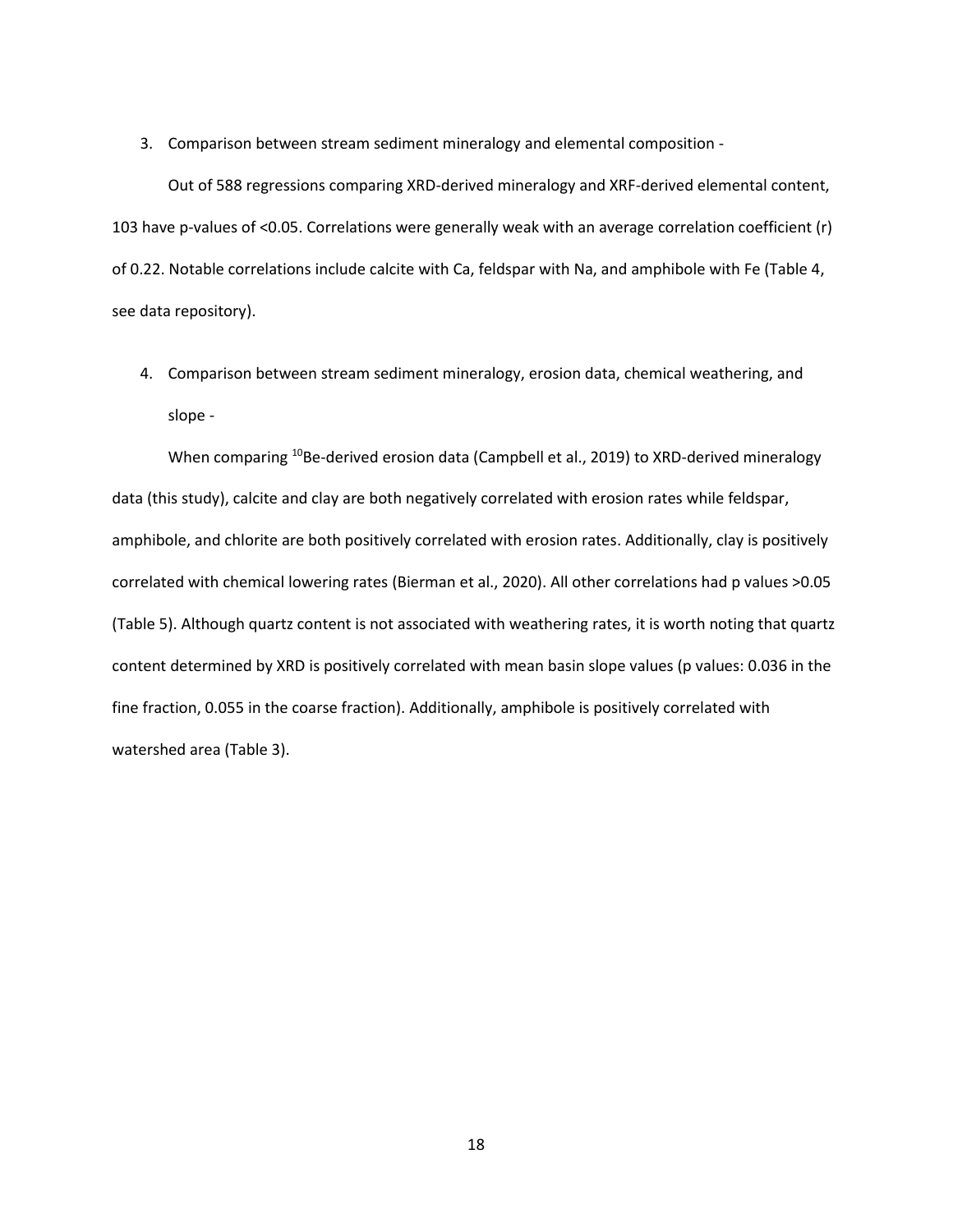3. Comparison between stream sediment mineralogy and elemental composition -

Out of 588 regressions comparing XRD-derived mineralogy and XRF-derived elemental content, 103 have p-values of <0.05. Correlations were generally weak with an average correlation coefficient (r) of 0.22. Notable correlations include calcite with Ca, feldspar with Na, and amphibole with Fe (Table 4, see data repository).

4. Comparison between stream sediment mineralogy, erosion data, chemical weathering, and slope -

When comparing $^{10}Be$-derived erosion data (Campbell et al., 2019) to XRD-derived mineralogy data (this study), calcite and clay are both negatively correlated with erosion rates while feldspar, amphibole, and chlorite are both positively correlated with erosion rates. Additionally, clay is positively correlated with chemical lowering rates (Bierman et al., 2020). All other correlations had p values >0.05 (Table 5). Although quartz content is not associated with weathering rates, it is worth noting that quartz content determined by XRD is positively correlated with mean basin slope values (p values: 0.036 in the fine fraction, 0.055 in the coarse fraction). Additionally, amphibole is positively correlated with watershed area (Table 3).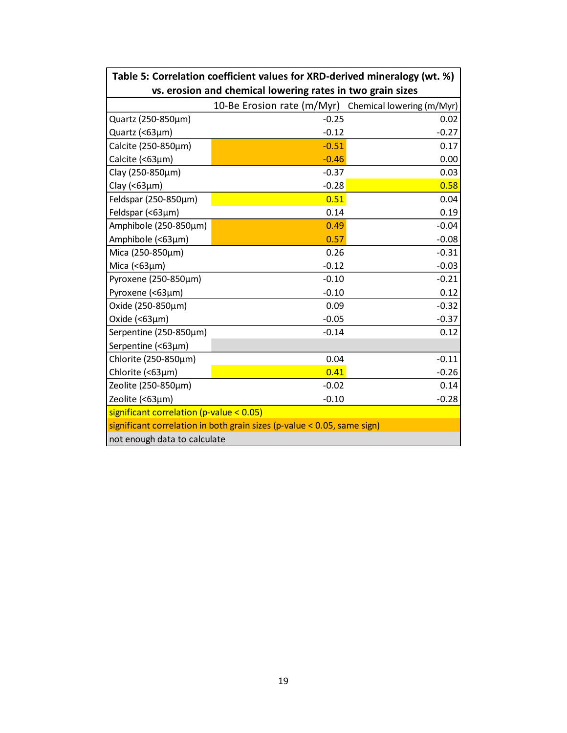**Table 5: Correlation coefficient values for XRD-derived mineralogy (wt. %) vs. erosion and chemical lowering rates in two grain sizes**

| | 10-Be Erosion rate (m/Myr) | Chemical lowering (m/Myr) |
|---|---|---|
| Quartz (250-850µm) | -0.25 | 0.02 |
| Quartz (<63µm) | -0.12 | -0.27 |
| Calcite (250-850µm) | -0.51 | 0.17 |
| Calcite (<63µm) | -0.46 | 0.00 |
| Clay (250-850µm) | -0.37 | 0.03 |
| Clay (<63µm) | -0.28 | 0.58 |
| Feldspar (250-850µm) | 0.51 | 0.04 |
| Feldspar (<63µm) | 0.14 | 0.19 |
| Amphibole (250-850µm) | 0.49 | -0.04 |
| Amphibole (<63µm) | 0.57 | -0.08 |
| Mica (250-850µm) | 0.26 | -0.31 |
| Mica (<63µm) | -0.12 | -0.03 |
| Pyroxene (250-850µm) | -0.10 | -0.21 |
| Pyroxene (<63µm) | -0.10 | 0.12 |
| Oxide (250-850µm) | 0.09 | -0.32 |
| Oxide (<63µm) | -0.05 | -0.37 |
| Serpentine (250-850µm) | -0.14 | 0.12 |
| Serpentine (<63µm) | | |
| Chlorite (250-850µm) | 0.04 | -0.11 |
| Chlorite (<63µm) | 0.41 | -0.26 |
| Zeolite (250-850µm) | -0.02 | 0.14 |
| Zeolite (<63µm) | -0.10 | -0.28 |

significant correlation (p-value < 0.05): Feldspar (250-850µm) vs. 10-Be Erosion rate (0.51); Chlorite (<63µm) vs. 10-Be Erosion rate (0.41); Clay (<63µm) vs. Chemical lowering (0.58)

significant correlation in both grain sizes (p-value < 0.05, same sign): Calcite vs. 10-Be Erosion rate (-0.51, -0.46); Amphibole vs. 10-Be Erosion rate (0.49, 0.57)

not enough data to calculate: Serpentine (<63µm)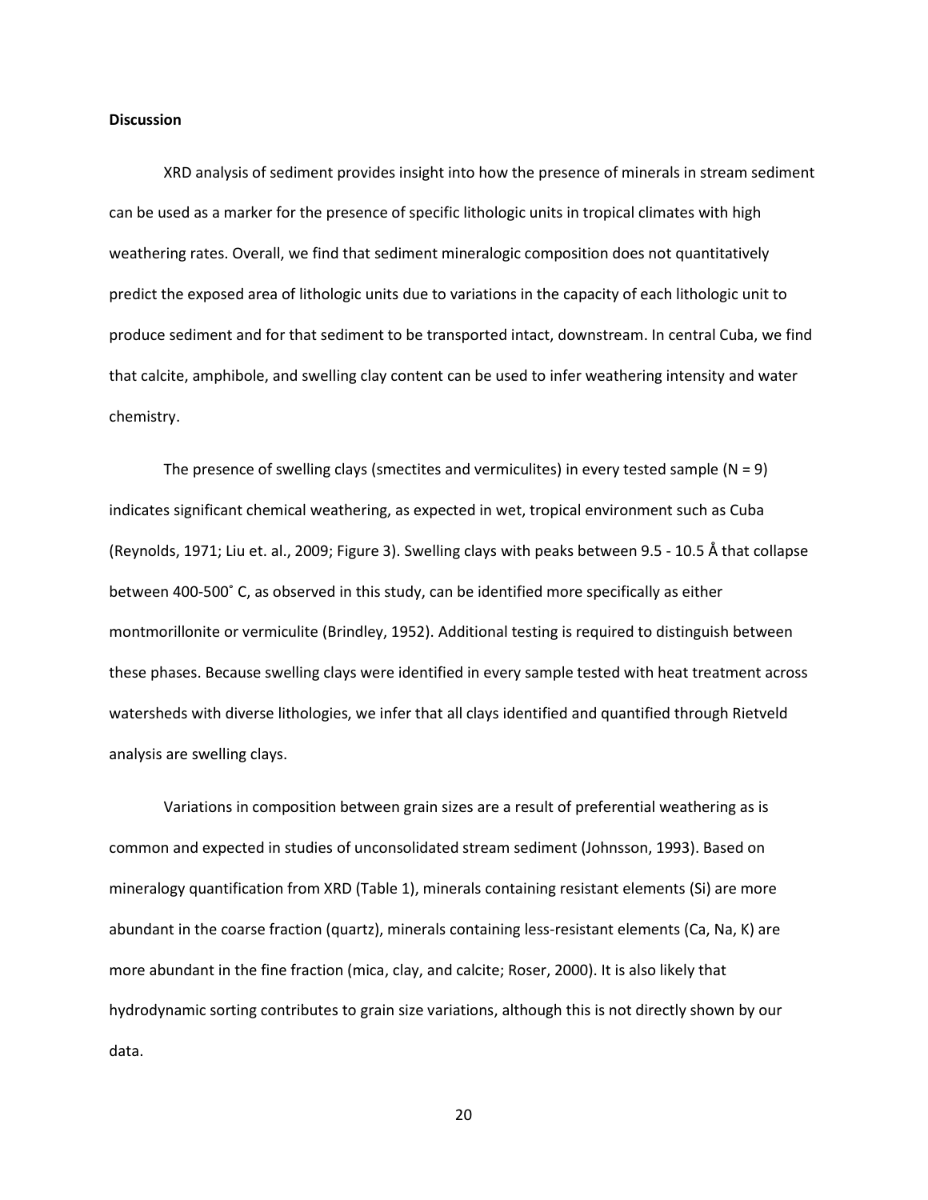**Discussion**

XRD analysis of sediment provides insight into how the presence of minerals in stream sediment can be used as a marker for the presence of specific lithologic units in tropical climates with high weathering rates. Overall, we find that sediment mineralogic composition does not quantitatively predict the exposed area of lithologic units due to variations in the capacity of each lithologic unit to produce sediment and for that sediment to be transported intact, downstream. In central Cuba, we find that calcite, amphibole, and swelling clay content can be used to infer weathering intensity and water chemistry.

The presence of swelling clays (smectites and vermiculites) in every tested sample (N = 9) indicates significant chemical weathering, as expected in wet, tropical environment such as Cuba (Reynolds, 1971; Liu et. al., 2009; Figure 3). Swelling clays with peaks between 9.5 - 10.5 Å that collapse between 400-500˚ C, as observed in this study, can be identified more specifically as either montmorillonite or vermiculite (Brindley, 1952). Additional testing is required to distinguish between these phases. Because swelling clays were identified in every sample tested with heat treatment across watersheds with diverse lithologies, we infer that all clays identified and quantified through Rietveld analysis are swelling clays.

Variations in composition between grain sizes are a result of preferential weathering as is common and expected in studies of unconsolidated stream sediment (Johnsson, 1993). Based on mineralogy quantification from XRD (Table 1), minerals containing resistant elements (Si) are more abundant in the coarse fraction (quartz), minerals containing less-resistant elements (Ca, Na, K) are more abundant in the fine fraction (mica, clay, and calcite; Roser, 2000). It is also likely that hydrodynamic sorting contributes to grain size variations, although this is not directly shown by our data.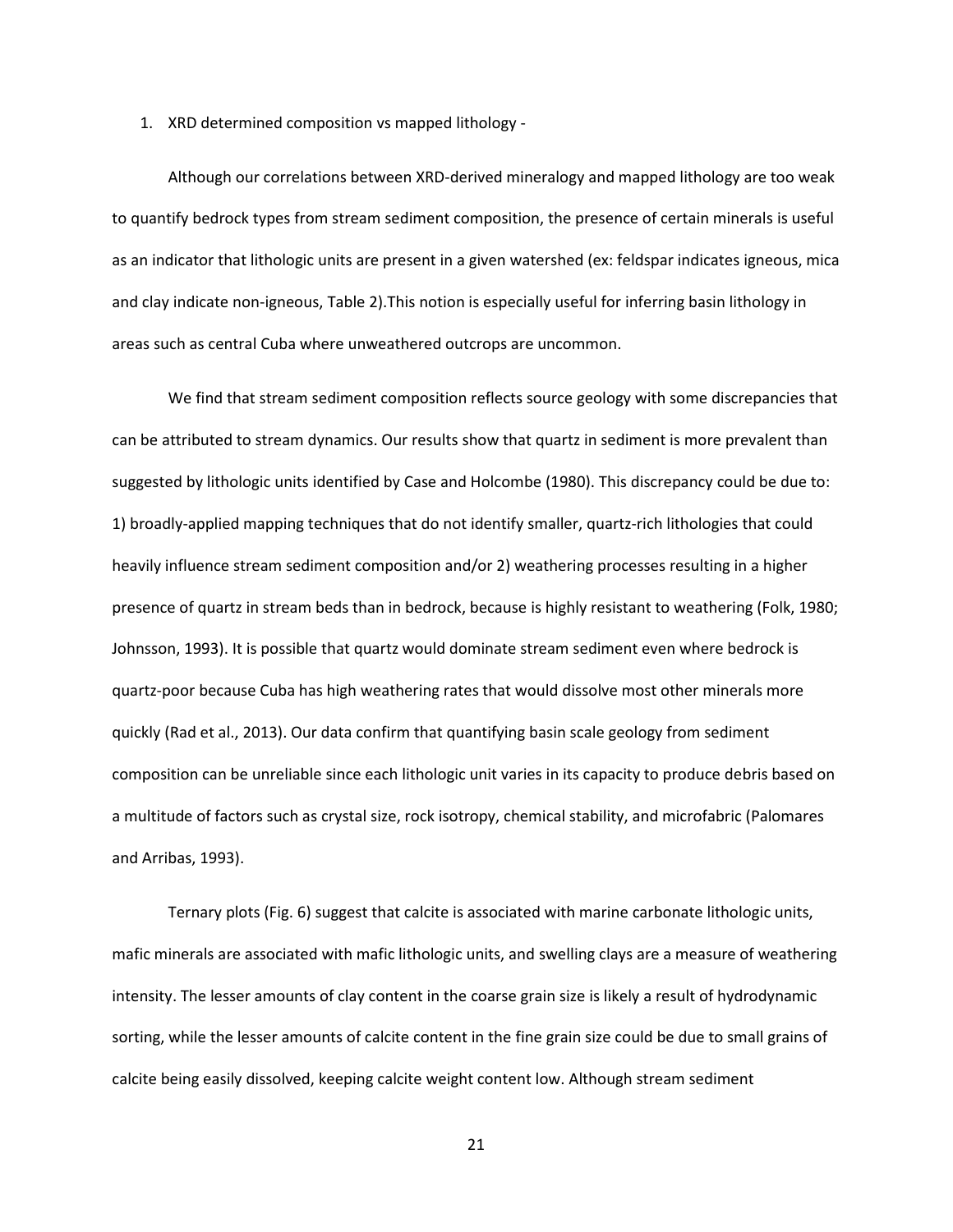1. XRD determined composition vs mapped lithology -

Although our correlations between XRD-derived mineralogy and mapped lithology are too weak to quantify bedrock types from stream sediment composition, the presence of certain minerals is useful as an indicator that lithologic units are present in a given watershed (ex: feldspar indicates igneous, mica and clay indicate non-igneous, Table 2).This notion is especially useful for inferring basin lithology in areas such as central Cuba where unweathered outcrops are uncommon.

We find that stream sediment composition reflects source geology with some discrepancies that can be attributed to stream dynamics. Our results show that quartz in sediment is more prevalent than suggested by lithologic units identified by Case and Holcombe (1980). This discrepancy could be due to: 1) broadly-applied mapping techniques that do not identify smaller, quartz-rich lithologies that could heavily influence stream sediment composition and/or 2) weathering processes resulting in a higher presence of quartz in stream beds than in bedrock, because is highly resistant to weathering (Folk, 1980; Johnsson, 1993). It is possible that quartz would dominate stream sediment even where bedrock is quartz-poor because Cuba has high weathering rates that would dissolve most other minerals more quickly (Rad et al., 2013). Our data confirm that quantifying basin scale geology from sediment composition can be unreliable since each lithologic unit varies in its capacity to produce debris based on a multitude of factors such as crystal size, rock isotropy, chemical stability, and microfabric (Palomares and Arribas, 1993).

Ternary plots (Fig. 6) suggest that calcite is associated with marine carbonate lithologic units, mafic minerals are associated with mafic lithologic units, and swelling clays are a measure of weathering intensity. The lesser amounts of clay content in the coarse grain size is likely a result of hydrodynamic sorting, while the lesser amounts of calcite content in the fine grain size could be due to small grains of calcite being easily dissolved, keeping calcite weight content low. Although stream sediment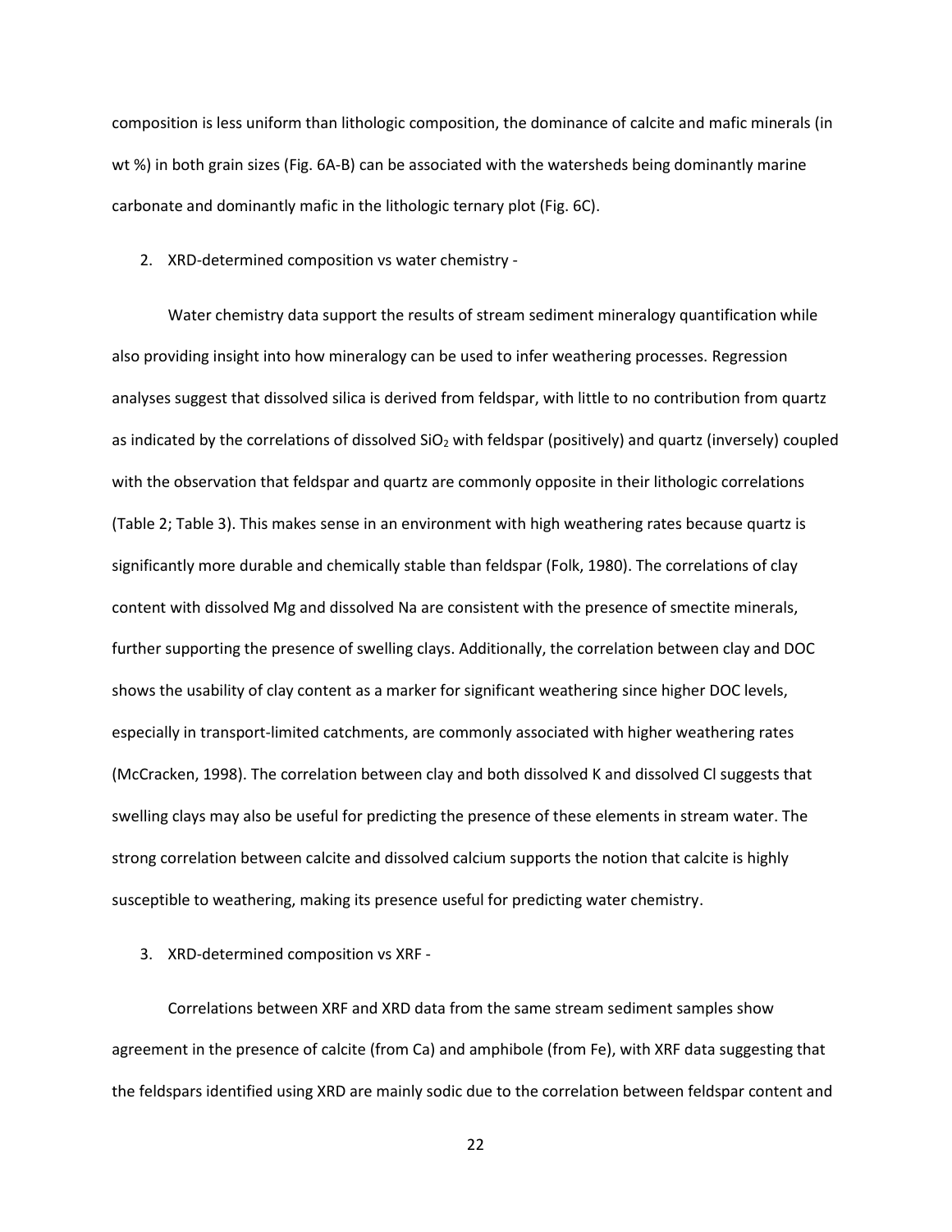composition is less uniform than lithologic composition, the dominance of calcite and mafic minerals (in wt %) in both grain sizes (Fig. 6A-B) can be associated with the watersheds being dominantly marine carbonate and dominantly mafic in the lithologic ternary plot (Fig. 6C).

2. XRD-determined composition vs water chemistry -

Water chemistry data support the results of stream sediment mineralogy quantification while also providing insight into how mineralogy can be used to infer weathering processes. Regression analyses suggest that dissolved silica is derived from feldspar, with little to no contribution from quartz as indicated by the correlations of dissolved $SiO_2$ with feldspar (positively) and quartz (inversely) coupled with the observation that feldspar and quartz are commonly opposite in their lithologic correlations (Table 2; Table 3). This makes sense in an environment with high weathering rates because quartz is significantly more durable and chemically stable than feldspar (Folk, 1980). The correlations of clay content with dissolved Mg and dissolved Na are consistent with the presence of smectite minerals, further supporting the presence of swelling clays. Additionally, the correlation between clay and DOC shows the usability of clay content as a marker for significant weathering since higher DOC levels, especially in transport-limited catchments, are commonly associated with higher weathering rates (McCracken, 1998). The correlation between clay and both dissolved K and dissolved Cl suggests that swelling clays may also be useful for predicting the presence of these elements in stream water. The strong correlation between calcite and dissolved calcium supports the notion that calcite is highly susceptible to weathering, making its presence useful for predicting water chemistry.

3. XRD-determined composition vs XRF -

Correlations between XRF and XRD data from the same stream sediment samples show agreement in the presence of calcite (from Ca) and amphibole (from Fe), with XRF data suggesting that the feldspars identified using XRD are mainly sodic due to the correlation between feldspar content and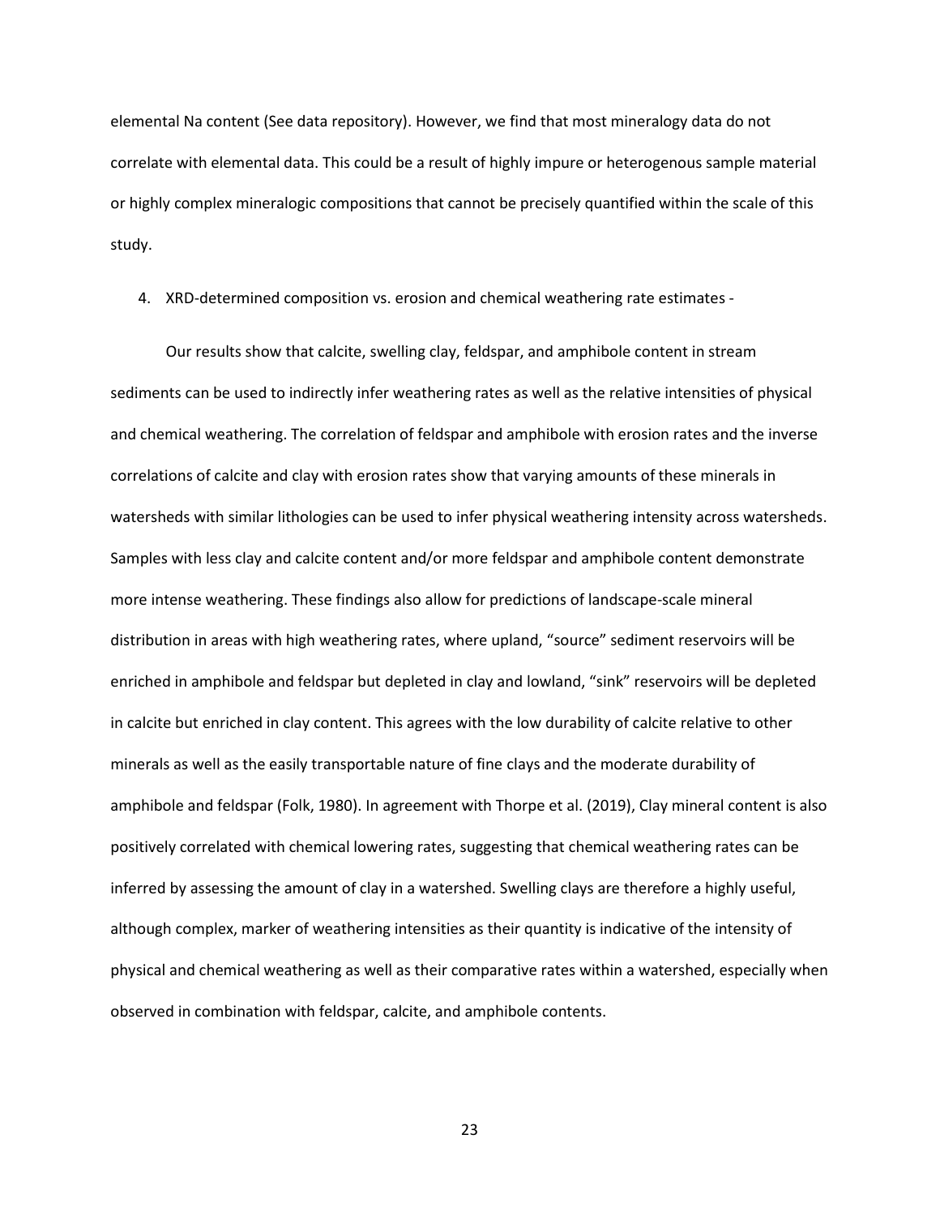elemental Na content (See data repository). However, we find that most mineralogy data do not correlate with elemental data. This could be a result of highly impure or heterogenous sample material or highly complex mineralogic compositions that cannot be precisely quantified within the scale of this study.

4. XRD-determined composition vs. erosion and chemical weathering rate estimates -

Our results show that calcite, swelling clay, feldspar, and amphibole content in stream sediments can be used to indirectly infer weathering rates as well as the relative intensities of physical and chemical weathering. The correlation of feldspar and amphibole with erosion rates and the inverse correlations of calcite and clay with erosion rates show that varying amounts of these minerals in watersheds with similar lithologies can be used to infer physical weathering intensity across watersheds. Samples with less clay and calcite content and/or more feldspar and amphibole content demonstrate more intense weathering. These findings also allow for predictions of landscape-scale mineral distribution in areas with high weathering rates, where upland, "source" sediment reservoirs will be enriched in amphibole and feldspar but depleted in clay and lowland, "sink" reservoirs will be depleted in calcite but enriched in clay content. This agrees with the low durability of calcite relative to other minerals as well as the easily transportable nature of fine clays and the moderate durability of amphibole and feldspar (Folk, 1980). In agreement with Thorpe et al. (2019), Clay mineral content is also positively correlated with chemical lowering rates, suggesting that chemical weathering rates can be inferred by assessing the amount of clay in a watershed. Swelling clays are therefore a highly useful, although complex, marker of weathering intensities as their quantity is indicative of the intensity of physical and chemical weathering as well as their comparative rates within a watershed, especially when observed in combination with feldspar, calcite, and amphibole contents.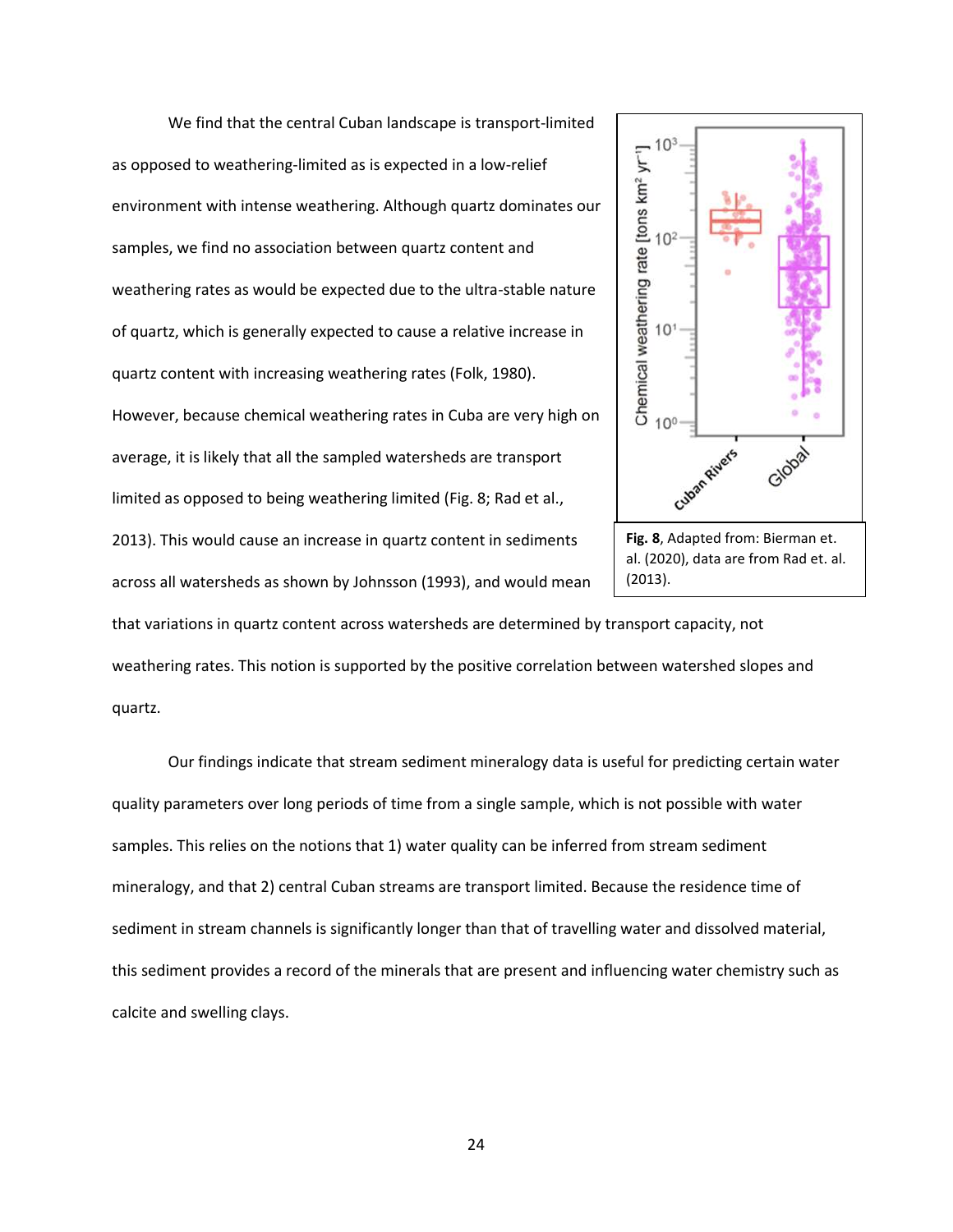We find that the central Cuban landscape is transport-limited as opposed to weathering-limited as is expected in a low-relief environment with intense weathering. Although quartz dominates our samples, we find no association between quartz content and weathering rates as would be expected due to the ultra-stable nature of quartz, which is generally expected to cause a relative increase in quartz content with increasing weathering rates (Folk, 1980). However, because chemical weathering rates in Cuba are very high on average, it is likely that all the sampled watersheds are transport limited as opposed to being weathering limited (Fig. 8; Rad et al., 2013). This would cause an increase in quartz content in sediments across all watersheds as shown by Johnsson (1993), and would mean that variations in quartz content across watersheds are determined by transport capacity, not weathering rates. This notion is supported by the positive correlation between watershed slopes and quartz.

**Fig. 8**, Adapted from: Bierman et. al. (2020), data are from Rad et. al. (2013).

Our findings indicate that stream sediment mineralogy data is useful for predicting certain water quality parameters over long periods of time from a single sample, which is not possible with water samples. This relies on the notions that 1) water quality can be inferred from stream sediment mineralogy, and that 2) central Cuban streams are transport limited. Because the residence time of sediment in stream channels is significantly longer than that of travelling water and dissolved material, this sediment provides a record of the minerals that are present and influencing water chemistry such as calcite and swelling clays.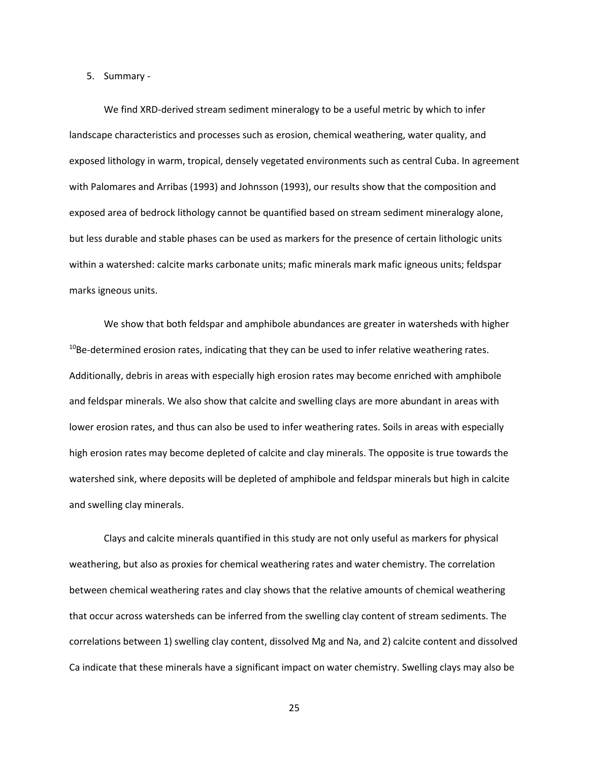## 5. Summary -

We find XRD-derived stream sediment mineralogy to be a useful metric by which to infer landscape characteristics and processes such as erosion, chemical weathering, water quality, and exposed lithology in warm, tropical, densely vegetated environments such as central Cuba. In agreement with Palomares and Arribas (1993) and Johnsson (1993), our results show that the composition and exposed area of bedrock lithology cannot be quantified based on stream sediment mineralogy alone, but less durable and stable phases can be used as markers for the presence of certain lithologic units within a watershed: calcite marks carbonate units; mafic minerals mark mafic igneous units; feldspar marks igneous units.

We show that both feldspar and amphibole abundances are greater in watersheds with higher $^{10}$Be-determined erosion rates, indicating that they can be used to infer relative weathering rates. Additionally, debris in areas with especially high erosion rates may become enriched with amphibole and feldspar minerals. We also show that calcite and swelling clays are more abundant in areas with lower erosion rates, and thus can also be used to infer weathering rates. Soils in areas with especially high erosion rates may become depleted of calcite and clay minerals. The opposite is true towards the watershed sink, where deposits will be depleted of amphibole and feldspar minerals but high in calcite and swelling clay minerals.

Clays and calcite minerals quantified in this study are not only useful as markers for physical weathering, but also as proxies for chemical weathering rates and water chemistry. The correlation between chemical weathering rates and clay shows that the relative amounts of chemical weathering that occur across watersheds can be inferred from the swelling clay content of stream sediments. The correlations between 1) swelling clay content, dissolved Mg and Na, and 2) calcite content and dissolved Ca indicate that these minerals have a significant impact on water chemistry. Swelling clays may also be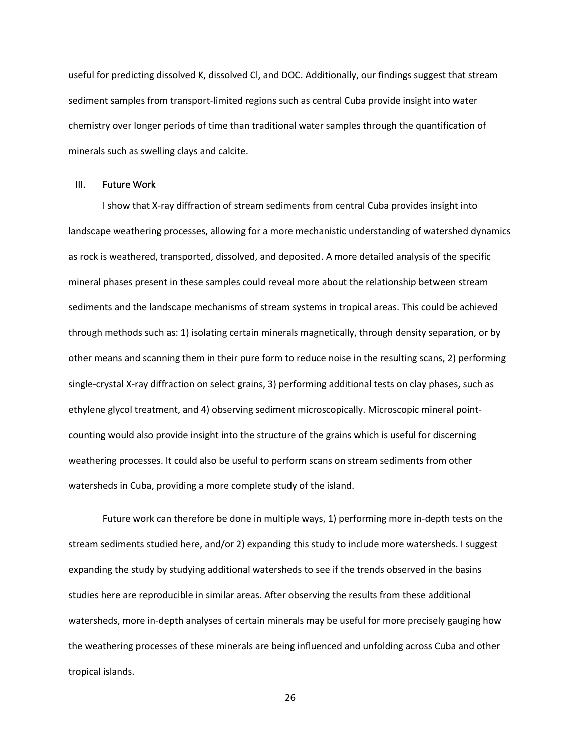useful for predicting dissolved K, dissolved Cl, and DOC. Additionally, our findings suggest that stream sediment samples from transport-limited regions such as central Cuba provide insight into water chemistry over longer periods of time than traditional water samples through the quantification of minerals such as swelling clays and calcite.

## III. Future Work

I show that X-ray diffraction of stream sediments from central Cuba provides insight into landscape weathering processes, allowing for a more mechanistic understanding of watershed dynamics as rock is weathered, transported, dissolved, and deposited. A more detailed analysis of the specific mineral phases present in these samples could reveal more about the relationship between stream sediments and the landscape mechanisms of stream systems in tropical areas. This could be achieved through methods such as: 1) isolating certain minerals magnetically, through density separation, or by other means and scanning them in their pure form to reduce noise in the resulting scans, 2) performing single-crystal X-ray diffraction on select grains, 3) performing additional tests on clay phases, such as ethylene glycol treatment, and 4) observing sediment microscopically. Microscopic mineral point-counting would also provide insight into the structure of the grains which is useful for discerning weathering processes. It could also be useful to perform scans on stream sediments from other watersheds in Cuba, providing a more complete study of the island.

Future work can therefore be done in multiple ways, 1) performing more in-depth tests on the stream sediments studied here, and/or 2) expanding this study to include more watersheds. I suggest expanding the study by studying additional watersheds to see if the trends observed in the basins studies here are reproducible in similar areas. After observing the results from these additional watersheds, more in-depth analyses of certain minerals may be useful for more precisely gauging how the weathering processes of these minerals are being influenced and unfolding across Cuba and other tropical islands.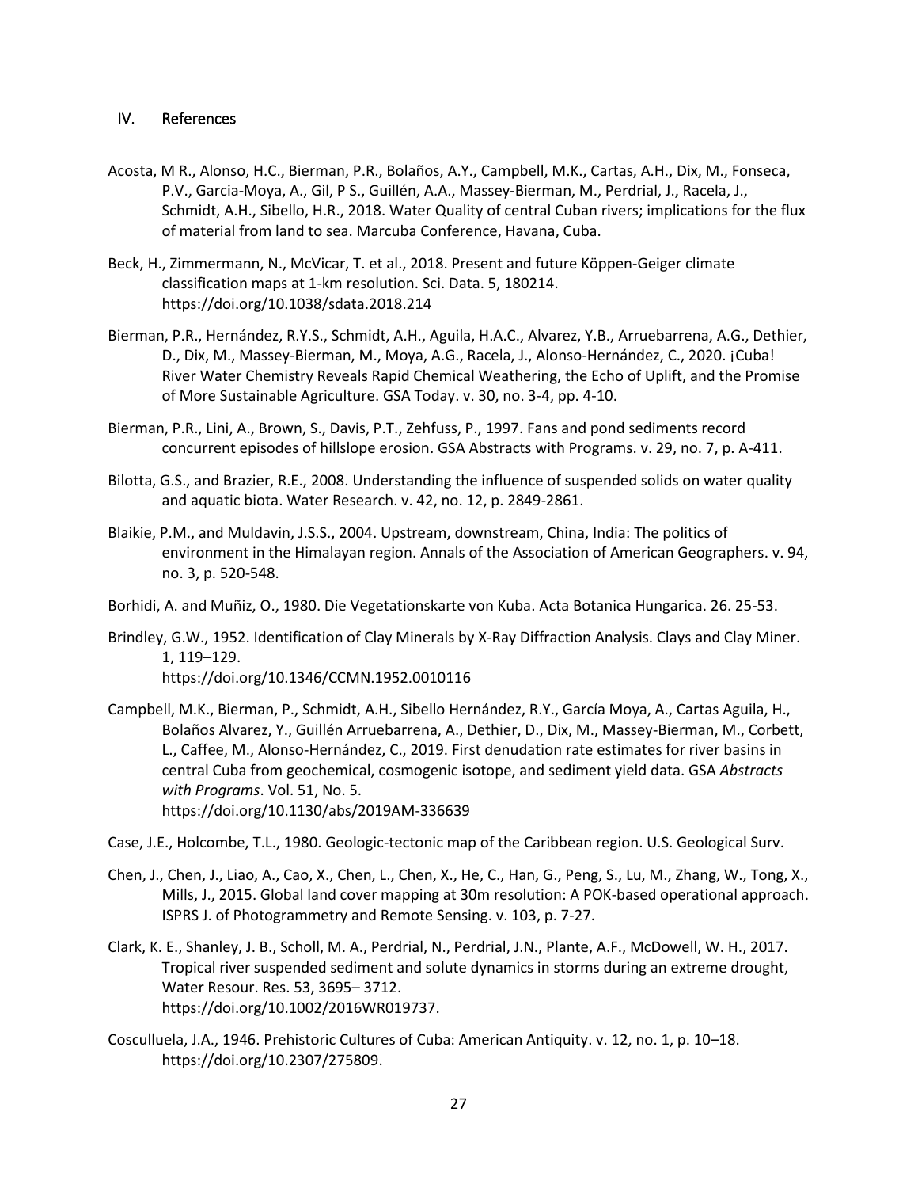## IV. References

Acosta, M R., Alonso, H.C., Bierman, P.R., Bolaños, A.Y., Campbell, M.K., Cartas, A.H., Dix, M., Fonseca, P.V., Garcia-Moya, A., Gil, P S., Guillén, A.A., Massey-Bierman, M., Perdrial, J., Racela, J., Schmidt, A.H., Sibello, H.R., 2018. Water Quality of central Cuban rivers; implications for the flux of material from land to sea. Marcuba Conference, Havana, Cuba.

Beck, H., Zimmermann, N., McVicar, T. et al., 2018. Present and future Köppen-Geiger climate classification maps at 1-km resolution. Sci. Data. 5, 180214. https://doi.org/10.1038/sdata.2018.214

Bierman, P.R., Hernández, R.Y.S., Schmidt, A.H., Aguila, H.A.C., Alvarez, Y.B., Arruebarrena, A.G., Dethier, D., Dix, M., Massey-Bierman, M., Moya, A.G., Racela, J., Alonso-Hernández, C., 2020. ¡Cuba! River Water Chemistry Reveals Rapid Chemical Weathering, the Echo of Uplift, and the Promise of More Sustainable Agriculture. GSA Today. v. 30, no. 3-4, pp. 4-10.

Bierman, P.R., Lini, A., Brown, S., Davis, P.T., Zehfuss, P., 1997. Fans and pond sediments record concurrent episodes of hillslope erosion. GSA Abstracts with Programs. v. 29, no. 7, p. A-411.

Bilotta, G.S., and Brazier, R.E., 2008. Understanding the influence of suspended solids on water quality and aquatic biota. Water Research. v. 42, no. 12, p. 2849-2861.

Blaikie, P.M., and Muldavin, J.S.S., 2004. Upstream, downstream, China, India: The politics of environment in the Himalayan region. Annals of the Association of American Geographers. v. 94, no. 3, p. 520-548.

Borhidi, A. and Muñiz, O., 1980. Die Vegetationskarte von Kuba. Acta Botanica Hungarica. 26. 25-53.

Brindley, G.W., 1952. Identification of Clay Minerals by X-Ray Diffraction Analysis. Clays and Clay Miner. 1, 119–129. https://doi.org/10.1346/CCMN.1952.0010116

Campbell, M.K., Bierman, P., Schmidt, A.H., Sibello Hernández, R.Y., García Moya, A., Cartas Aguila, H., Bolaños Alvarez, Y., Guillén Arruebarrena, A., Dethier, D., Dix, M., Massey-Bierman, M., Corbett, L., Caffee, M., Alonso-Hernández, C., 2019. First denudation rate estimates for river basins in central Cuba from geochemical, cosmogenic isotope, and sediment yield data. GSA *Abstracts with Programs*. Vol. 51, No. 5. https://doi.org/10.1130/abs/2019AM-336639

Case, J.E., Holcombe, T.L., 1980. Geologic-tectonic map of the Caribbean region. U.S. Geological Surv.

Chen, J., Chen, J., Liao, A., Cao, X., Chen, L., Chen, X., He, C., Han, G., Peng, S., Lu, M., Zhang, W., Tong, X., Mills, J., 2015. Global land cover mapping at 30m resolution: A POK-based operational approach. ISPRS J. of Photogrammetry and Remote Sensing. v. 103, p. 7-27.

Clark, K. E., Shanley, J. B., Scholl, M. A., Perdrial, N., Perdrial, J.N., Plante, A.F., McDowell, W. H., 2017. Tropical river suspended sediment and solute dynamics in storms during an extreme drought, Water Resour. Res. 53, 3695– 3712. https://doi.org/10.1002/2016WR019737.

Cosculluela, J.A., 1946. Prehistoric Cultures of Cuba: American Antiquity. v. 12, no. 1, p. 10–18. https://doi.org/10.2307/275809.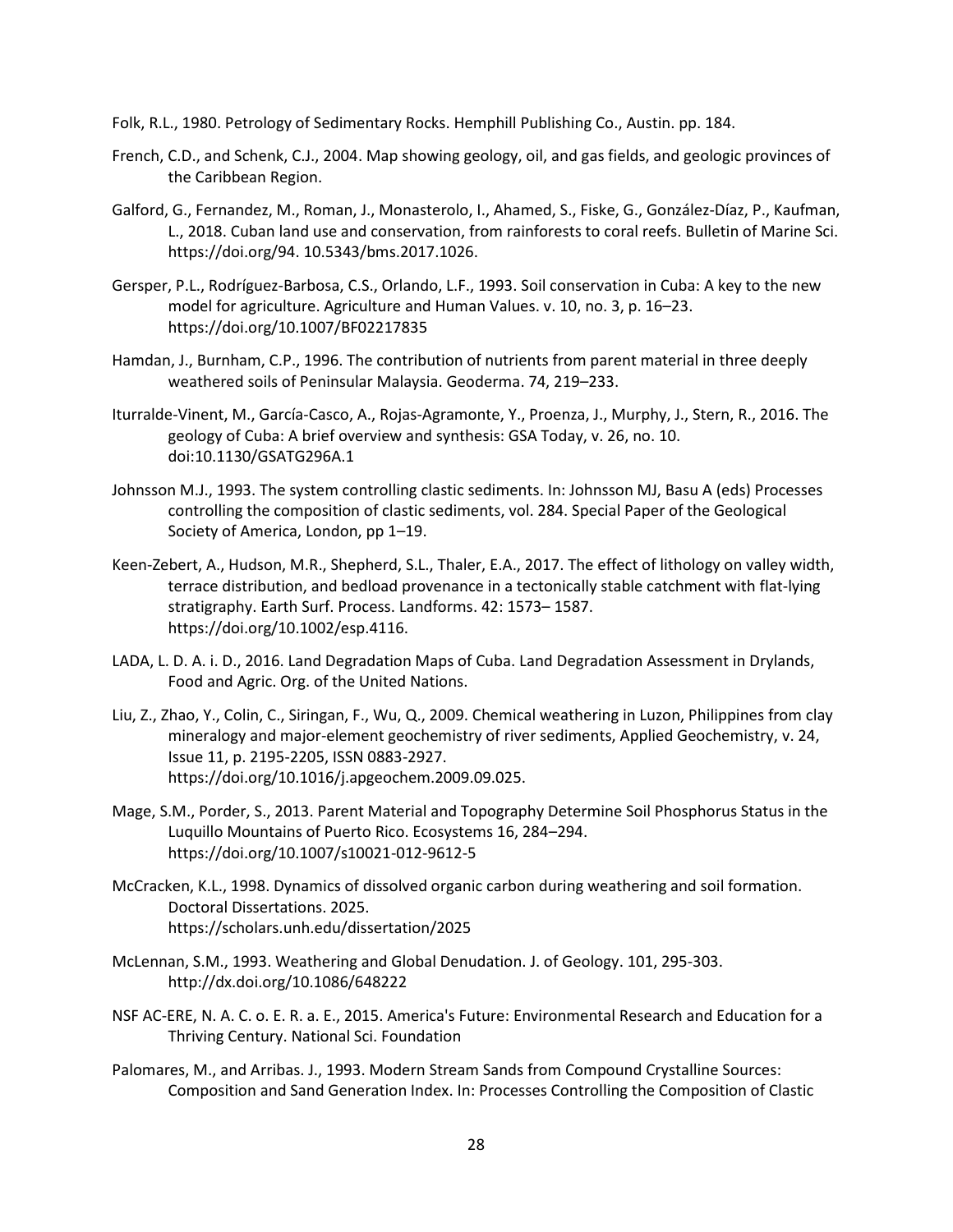Folk, R.L., 1980. Petrology of Sedimentary Rocks. Hemphill Publishing Co., Austin. pp. 184.

French, C.D., and Schenk, C.J., 2004. Map showing geology, oil, and gas fields, and geologic provinces of the Caribbean Region.

Galford, G., Fernandez, M., Roman, J., Monasterolo, I., Ahamed, S., Fiske, G., González-Díaz, P., Kaufman, L., 2018. Cuban land use and conservation, from rainforests to coral reefs. Bulletin of Marine Sci. https://doi.org/94. 10.5343/bms.2017.1026.

Gersper, P.L., Rodríguez-Barbosa, C.S., Orlando, L.F., 1993. Soil conservation in Cuba: A key to the new model for agriculture. Agriculture and Human Values. v. 10, no. 3, p. 16–23. https://doi.org/10.1007/BF02217835

Hamdan, J., Burnham, C.P., 1996. The contribution of nutrients from parent material in three deeply weathered soils of Peninsular Malaysia. Geoderma. 74, 219–233.

Iturralde-Vinent, M., García-Casco, A., Rojas-Agramonte, Y., Proenza, J., Murphy, J., Stern, R., 2016. The geology of Cuba: A brief overview and synthesis: GSA Today, v. 26, no. 10. doi:10.1130/GSATG296A.1

Johnsson M.J., 1993. The system controlling clastic sediments. In: Johnsson MJ, Basu A (eds) Processes controlling the composition of clastic sediments, vol. 284. Special Paper of the Geological Society of America, London, pp 1–19.

Keen-Zebert, A., Hudson, M.R., Shepherd, S.L., Thaler, E.A., 2017. The effect of lithology on valley width, terrace distribution, and bedload provenance in a tectonically stable catchment with flat-lying stratigraphy. Earth Surf. Process. Landforms. 42: 1573– 1587. https://doi.org/10.1002/esp.4116.

LADA, L. D. A. i. D., 2016. Land Degradation Maps of Cuba. Land Degradation Assessment in Drylands, Food and Agric. Org. of the United Nations.

Liu, Z., Zhao, Y., Colin, C., Siringan, F., Wu, Q., 2009. Chemical weathering in Luzon, Philippines from clay mineralogy and major-element geochemistry of river sediments, Applied Geochemistry, v. 24, Issue 11, p. 2195-2205, ISSN 0883-2927. https://doi.org/10.1016/j.apgeochem.2009.09.025.

Mage, S.M., Porder, S., 2013. Parent Material and Topography Determine Soil Phosphorus Status in the Luquillo Mountains of Puerto Rico. Ecosystems 16, 284–294. https://doi.org/10.1007/s10021-012-9612-5

McCracken, K.L., 1998. Dynamics of dissolved organic carbon during weathering and soil formation. Doctoral Dissertations. 2025. https://scholars.unh.edu/dissertation/2025

McLennan, S.M., 1993. Weathering and Global Denudation. J. of Geology. 101, 295-303. http://dx.doi.org/10.1086/648222

NSF AC-ERE, N. A. C. o. E. R. a. E., 2015. America's Future: Environmental Research and Education for a Thriving Century. National Sci. Foundation

Palomares, M., and Arribas. J., 1993. Modern Stream Sands from Compound Crystalline Sources: Composition and Sand Generation Index. In: Processes Controlling the Composition of Clastic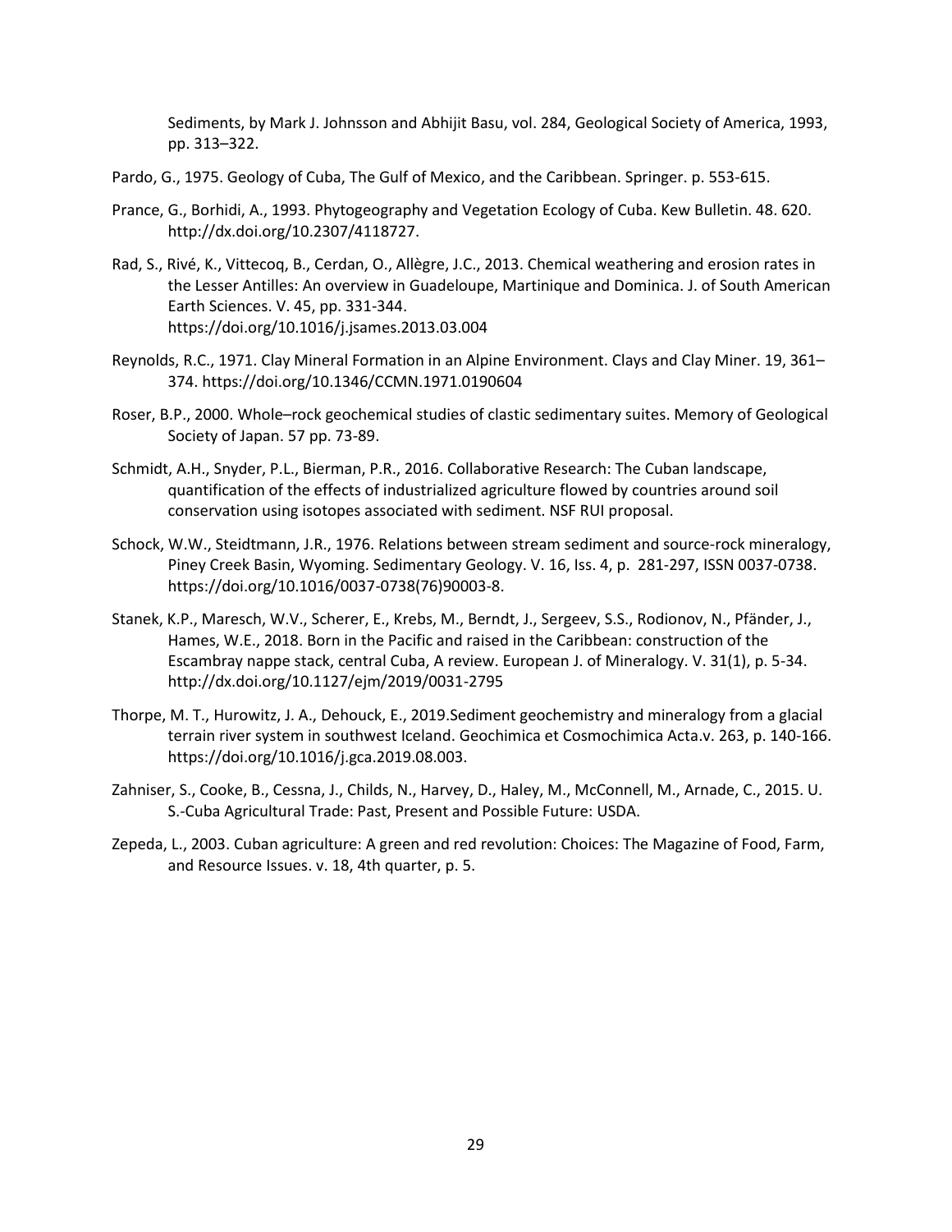Sediments, by Mark J. Johnsson and Abhijit Basu, vol. 284, Geological Society of America, 1993, pp. 313–322.

Pardo, G., 1975. Geology of Cuba, The Gulf of Mexico, and the Caribbean. Springer. p. 553-615.

Prance, G., Borhidi, A., 1993. Phytogeography and Vegetation Ecology of Cuba. Kew Bulletin. 48. 620. http://dx.doi.org/10.2307/4118727.

Rad, S., Rivé, K., Vittecoq, B., Cerdan, O., Allègre, J.C., 2013. Chemical weathering and erosion rates in the Lesser Antilles: An overview in Guadeloupe, Martinique and Dominica. J. of South American Earth Sciences. V. 45, pp. 331-344. https://doi.org/10.1016/j.jsames.2013.03.004

Reynolds, R.C., 1971. Clay Mineral Formation in an Alpine Environment. Clays and Clay Miner. 19, 361–374. https://doi.org/10.1346/CCMN.1971.0190604

Roser, B.P., 2000. Whole–rock geochemical studies of clastic sedimentary suites. Memory of Geological Society of Japan. 57 pp. 73-89.

Schmidt, A.H., Snyder, P.L., Bierman, P.R., 2016. Collaborative Research: The Cuban landscape, quantification of the effects of industrialized agriculture flowed by countries around soil conservation using isotopes associated with sediment. NSF RUI proposal.

Schock, W.W., Steidtmann, J.R., 1976. Relations between stream sediment and source-rock mineralogy, Piney Creek Basin, Wyoming. Sedimentary Geology. V. 16, Iss. 4, p. 281-297, ISSN 0037-0738. https://doi.org/10.1016/0037-0738(76)90003-8.

Stanek, K.P., Maresch, W.V., Scherer, E., Krebs, M., Berndt, J., Sergeev, S.S., Rodionov, N., Pfänder, J., Hames, W.E., 2018. Born in the Pacific and raised in the Caribbean: construction of the Escambray nappe stack, central Cuba, A review. European J. of Mineralogy. V. 31(1), p. 5-34. http://dx.doi.org/10.1127/ejm/2019/0031-2795

Thorpe, M. T., Hurowitz, J. A., Dehouck, E., 2019.Sediment geochemistry and mineralogy from a glacial terrain river system in southwest Iceland. Geochimica et Cosmochimica Acta.v. 263, p. 140-166. https://doi.org/10.1016/j.gca.2019.08.003.

Zahniser, S., Cooke, B., Cessna, J., Childs, N., Harvey, D., Haley, M., McConnell, M., Arnade, C., 2015. U. S.-Cuba Agricultural Trade: Past, Present and Possible Future: USDA.

Zepeda, L., 2003. Cuban agriculture: A green and red revolution: Choices: The Magazine of Food, Farm, and Resource Issues. v. 18, 4th quarter, p. 5.